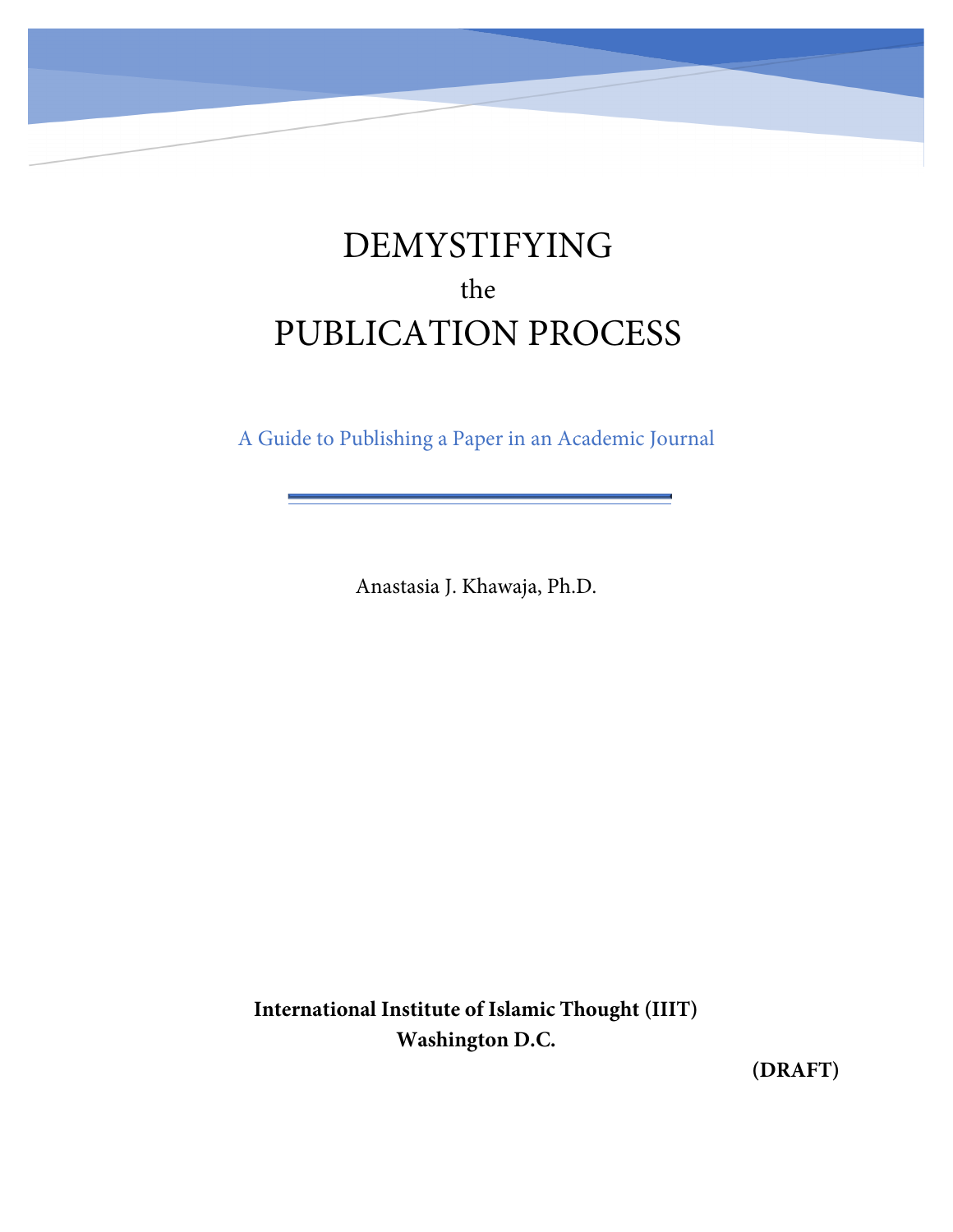# DEMYSTIFYING
# the
# PUBLICATION PROCESS

A Guide to Publishing a Paper in an Academic Journal

Anastasia J. Khawaja, Ph.D.

**International Institute of Islamic Thought (IIIT)**
**Washington D.C.**

**(DRAFT)**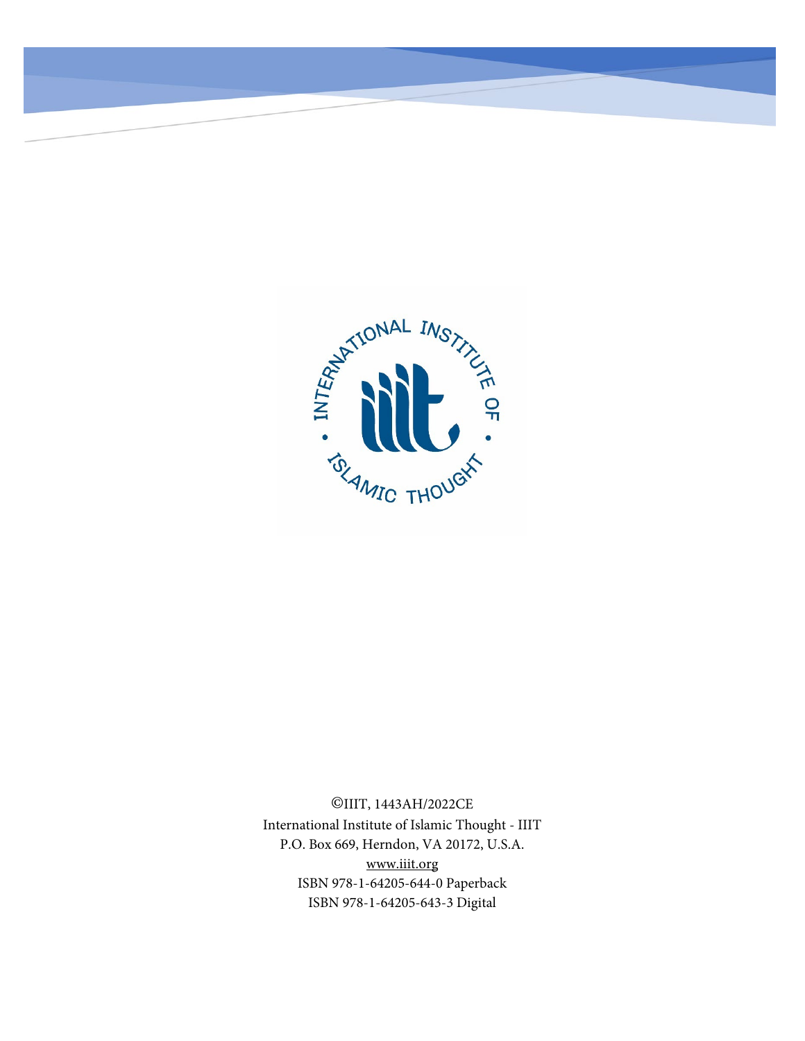©IIIT, 1443AH/2022CE

International Institute of Islamic Thought - IIIT

P.O. Box 669, Herndon, VA 20172, U.S.A.

www.iiit.org

ISBN 978-1-64205-644-0 Paperback

ISBN 978-1-64205-643-3 Digital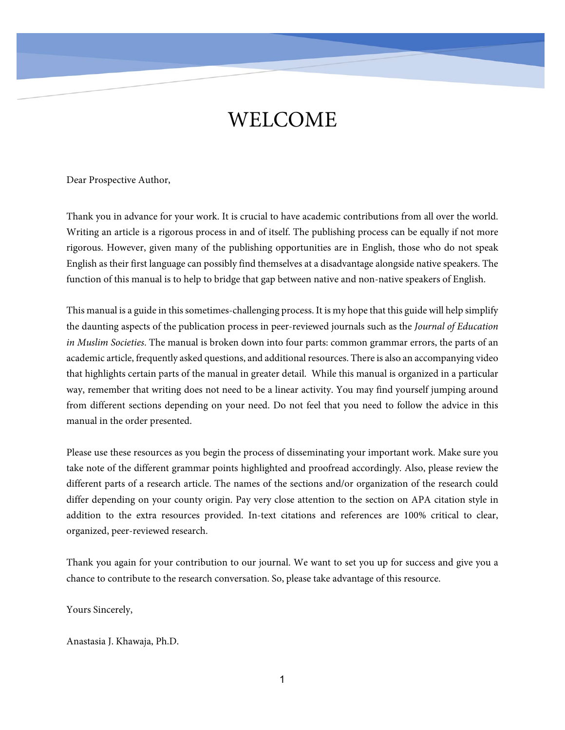# WELCOME

Dear Prospective Author,

Thank you in advance for your work. It is crucial to have academic contributions from all over the world. Writing an article is a rigorous process in and of itself. The publishing process can be equally if not more rigorous. However, given many of the publishing opportunities are in English, those who do not speak English as their first language can possibly find themselves at a disadvantage alongside native speakers. The function of this manual is to help to bridge that gap between native and non-native speakers of English.

This manual is a guide in this sometimes-challenging process. It is my hope that this guide will help simplify the daunting aspects of the publication process in peer-reviewed journals such as the *Journal of Education in Muslim Societies*. The manual is broken down into four parts: common grammar errors, the parts of an academic article, frequently asked questions, and additional resources. There is also an accompanying video that highlights certain parts of the manual in greater detail. While this manual is organized in a particular way, remember that writing does not need to be a linear activity. You may find yourself jumping around from different sections depending on your need. Do not feel that you need to follow the advice in this manual in the order presented.

Please use these resources as you begin the process of disseminating your important work. Make sure you take note of the different grammar points highlighted and proofread accordingly. Also, please review the different parts of a research article. The names of the sections and/or organization of the research could differ depending on your county origin. Pay very close attention to the section on APA citation style in addition to the extra resources provided. In-text citations and references are 100% critical to clear, organized, peer-reviewed research.

Thank you again for your contribution to our journal. We want to set you up for success and give you a chance to contribute to the research conversation. So, please take advantage of this resource.

Yours Sincerely,

Anastasia J. Khawaja, Ph.D.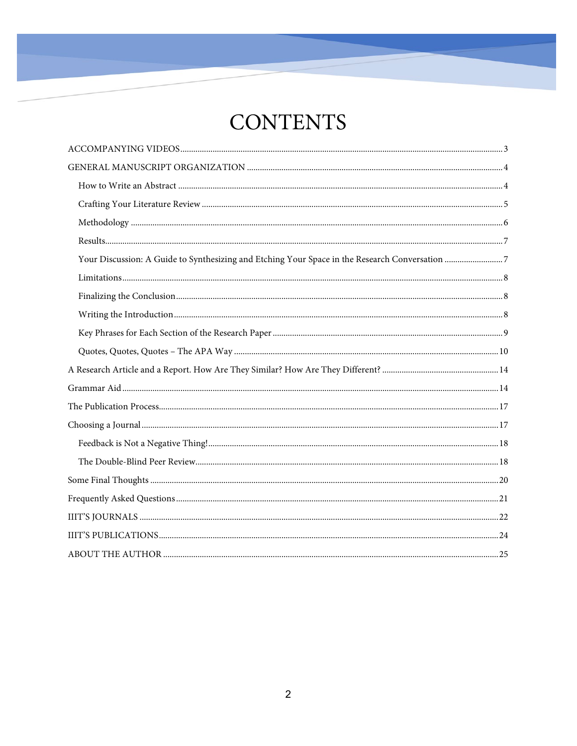# CONTENTS

- ACCOMPANYING VIDEOS .......... 3
- GENERAL MANUSCRIPT ORGANIZATION .......... 4
  - How to Write an Abstract .......... 4
  - Crafting Your Literature Review .......... 5
  - Methodology .......... 6
  - Results .......... 7
  - Your Discussion: A Guide to Synthesizing and Etching Your Space in the Research Conversation .......... 7
  - Limitations .......... 8
  - Finalizing the Conclusion .......... 8
  - Writing the Introduction .......... 8
  - Key Phrases for Each Section of the Research Paper .......... 9
  - Quotes, Quotes, Quotes – The APA Way .......... 10
- A Research Article and a Report. How Are They Similar? How Are They Different? .......... 14
- Grammar Aid .......... 14
- The Publication Process .......... 17
- Choosing a Journal .......... 17
  - Feedback is Not a Negative Thing! .......... 18
  - The Double-Blind Peer Review .......... 18
- Some Final Thoughts .......... 20
- Frequently Asked Questions .......... 21
- IIIT'S JOURNALS .......... 22
- IIIT'S PUBLICATIONS .......... 24
- ABOUT THE AUTHOR .......... 25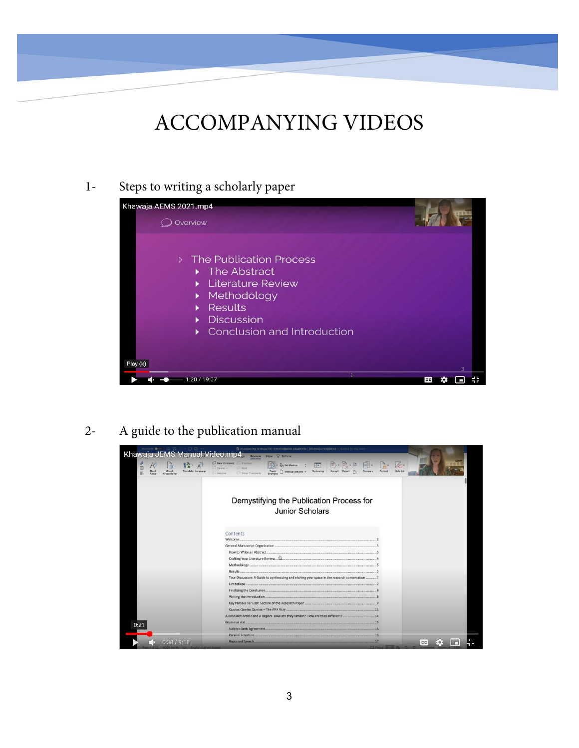# ACCOMPANYING VIDEOS

1- Steps to writing a scholarly paper

2- A guide to the publication manual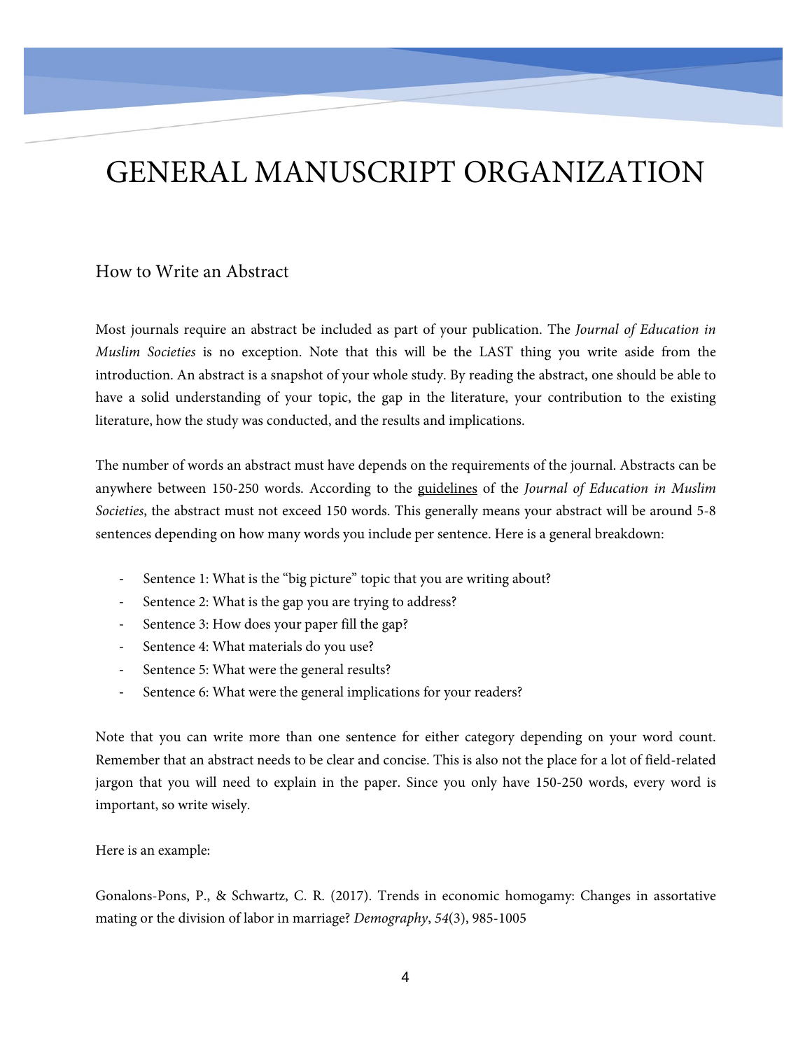# GENERAL MANUSCRIPT ORGANIZATION

## How to Write an Abstract

Most journals require an abstract be included as part of your publication. The *Journal of Education in Muslim Societies* is no exception. Note that this will be the LAST thing you write aside from the introduction. An abstract is a snapshot of your whole study. By reading the abstract, one should be able to have a solid understanding of your topic, the gap in the literature, your contribution to the existing literature, how the study was conducted, and the results and implications.

The number of words an abstract must have depends on the requirements of the journal. Abstracts can be anywhere between 150-250 words. According to the guidelines of the *Journal of Education in Muslim Societies*, the abstract must not exceed 150 words. This generally means your abstract will be around 5-8 sentences depending on how many words you include per sentence. Here is a general breakdown:

- Sentence 1: What is the "big picture" topic that you are writing about?
- Sentence 2: What is the gap you are trying to address?
- Sentence 3: How does your paper fill the gap?
- Sentence 4: What materials do you use?
- Sentence 5: What were the general results?
- Sentence 6: What were the general implications for your readers?

Note that you can write more than one sentence for either category depending on your word count. Remember that an abstract needs to be clear and concise. This is also not the place for a lot of field-related jargon that you will need to explain in the paper. Since you only have 150-250 words, every word is important, so write wisely.

Here is an example:

Gonalons-Pons, P., & Schwartz, C. R. (2017). Trends in economic homogamy: Changes in assortative mating or the division of labor in marriage? *Demography*, *54*(3), 985-1005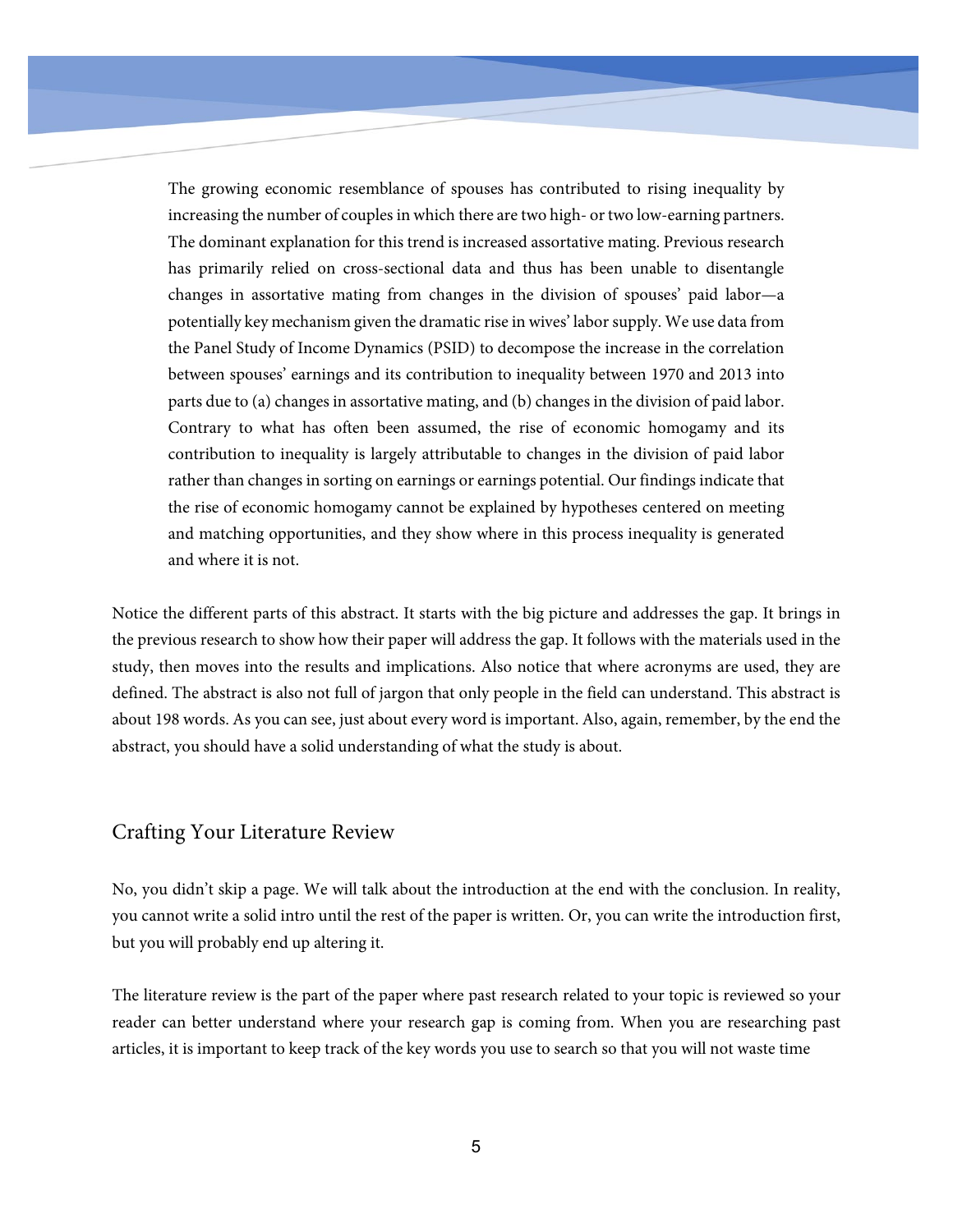> The growing economic resemblance of spouses has contributed to rising inequality by increasing the number of couples in which there are two high- or two low-earning partners. The dominant explanation for this trend is increased assortative mating. Previous research has primarily relied on cross-sectional data and thus has been unable to disentangle changes in assortative mating from changes in the division of spouses' paid labor—a potentially key mechanism given the dramatic rise in wives' labor supply. We use data from the Panel Study of Income Dynamics (PSID) to decompose the increase in the correlation between spouses' earnings and its contribution to inequality between 1970 and 2013 into parts due to (a) changes in assortative mating, and (b) changes in the division of paid labor. Contrary to what has often been assumed, the rise of economic homogamy and its contribution to inequality is largely attributable to changes in the division of paid labor rather than changes in sorting on earnings or earnings potential. Our findings indicate that the rise of economic homogamy cannot be explained by hypotheses centered on meeting and matching opportunities, and they show where in this process inequality is generated and where it is not.

Notice the different parts of this abstract. It starts with the big picture and addresses the gap. It brings in the previous research to show how their paper will address the gap. It follows with the materials used in the study, then moves into the results and implications. Also notice that where acronyms are used, they are defined. The abstract is also not full of jargon that only people in the field can understand. This abstract is about 198 words. As you can see, just about every word is important. Also, again, remember, by the end the abstract, you should have a solid understanding of what the study is about.

## Crafting Your Literature Review

No, you didn't skip a page. We will talk about the introduction at the end with the conclusion. In reality, you cannot write a solid intro until the rest of the paper is written. Or, you can write the introduction first, but you will probably end up altering it.

The literature review is the part of the paper where past research related to your topic is reviewed so your reader can better understand where your research gap is coming from. When you are researching past articles, it is important to keep track of the key words you use to search so that you will not waste time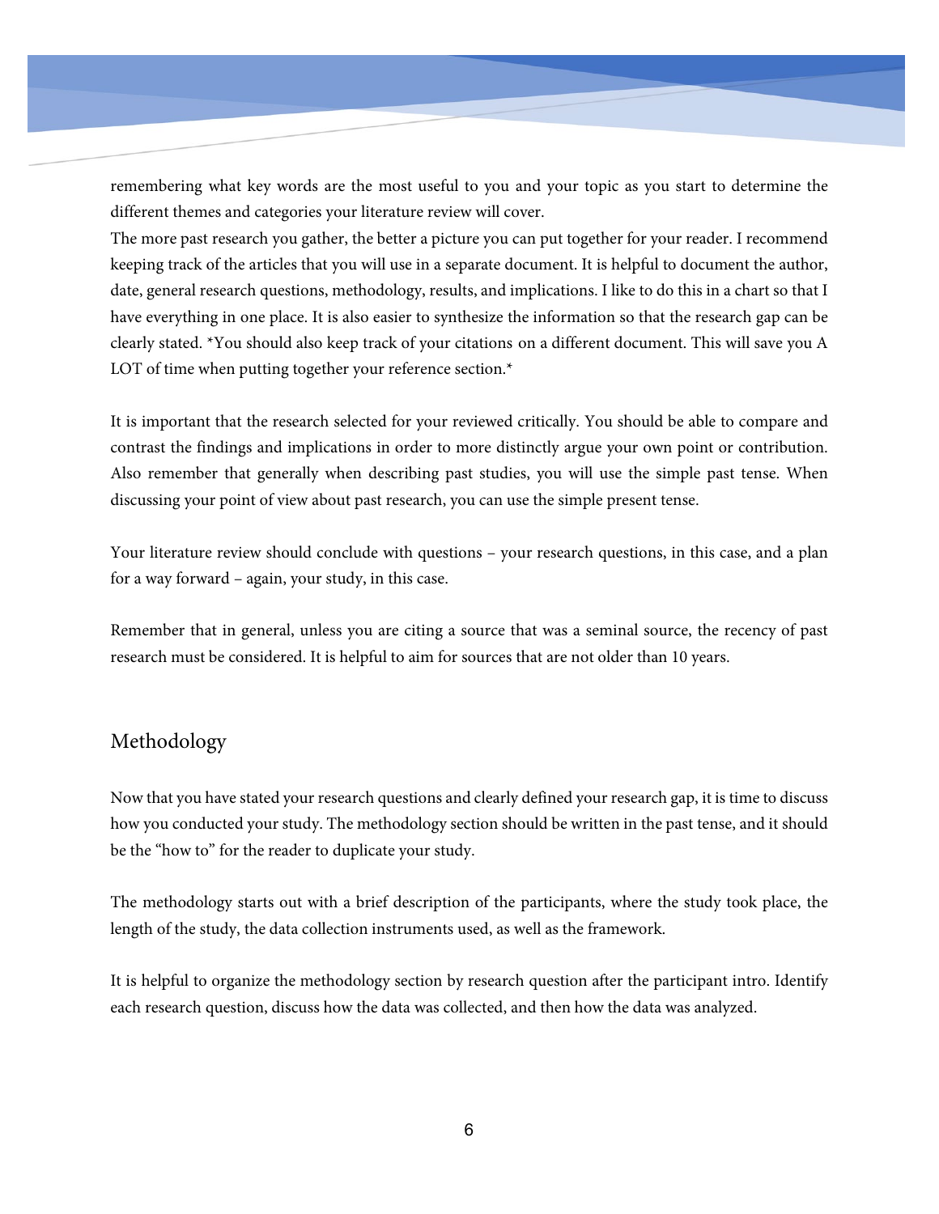remembering what key words are the most useful to you and your topic as you start to determine the different themes and categories your literature review will cover.
The more past research you gather, the better a picture you can put together for your reader. I recommend keeping track of the articles that you will use in a separate document. It is helpful to document the author, date, general research questions, methodology, results, and implications. I like to do this in a chart so that I have everything in one place. It is also easier to synthesize the information so that the research gap can be clearly stated. *You should also keep track of your citations on a different document. This will save you A LOT of time when putting together your reference section.*

It is important that the research selected for your reviewed critically. You should be able to compare and contrast the findings and implications in order to more distinctly argue your own point or contribution. Also remember that generally when describing past studies, you will use the simple past tense. When discussing your point of view about past research, you can use the simple present tense.

Your literature review should conclude with questions – your research questions, in this case, and a plan for a way forward – again, your study, in this case.

Remember that in general, unless you are citing a source that was a seminal source, the recency of past research must be considered. It is helpful to aim for sources that are not older than 10 years.

## Methodology

Now that you have stated your research questions and clearly defined your research gap, it is time to discuss how you conducted your study. The methodology section should be written in the past tense, and it should be the "how to" for the reader to duplicate your study.

The methodology starts out with a brief description of the participants, where the study took place, the length of the study, the data collection instruments used, as well as the framework.

It is helpful to organize the methodology section by research question after the participant intro. Identify each research question, discuss how the data was collected, and then how the data was analyzed.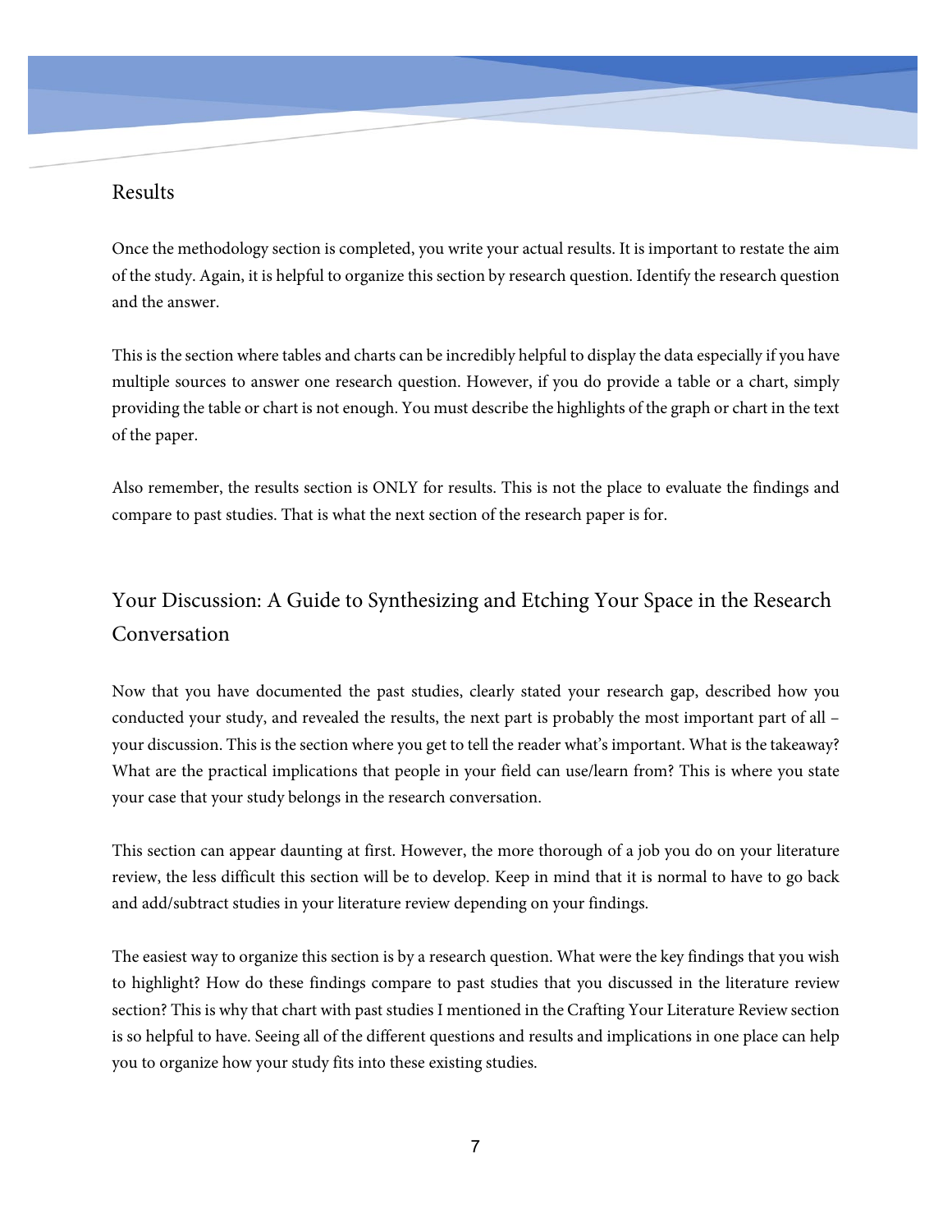## Results

Once the methodology section is completed, you write your actual results. It is important to restate the aim of the study. Again, it is helpful to organize this section by research question. Identify the research question and the answer.

This is the section where tables and charts can be incredibly helpful to display the data especially if you have multiple sources to answer one research question. However, if you do provide a table or a chart, simply providing the table or chart is not enough. You must describe the highlights of the graph or chart in the text of the paper.

Also remember, the results section is ONLY for results. This is not the place to evaluate the findings and compare to past studies. That is what the next section of the research paper is for.

## Your Discussion: A Guide to Synthesizing and Etching Your Space in the Research Conversation

Now that you have documented the past studies, clearly stated your research gap, described how you conducted your study, and revealed the results, the next part is probably the most important part of all – your discussion. This is the section where you get to tell the reader what's important. What is the takeaway? What are the practical implications that people in your field can use/learn from? This is where you state your case that your study belongs in the research conversation.

This section can appear daunting at first. However, the more thorough of a job you do on your literature review, the less difficult this section will be to develop. Keep in mind that it is normal to have to go back and add/subtract studies in your literature review depending on your findings.

The easiest way to organize this section is by a research question. What were the key findings that you wish to highlight? How do these findings compare to past studies that you discussed in the literature review section? This is why that chart with past studies I mentioned in the Crafting Your Literature Review section is so helpful to have. Seeing all of the different questions and results and implications in one place can help you to organize how your study fits into these existing studies.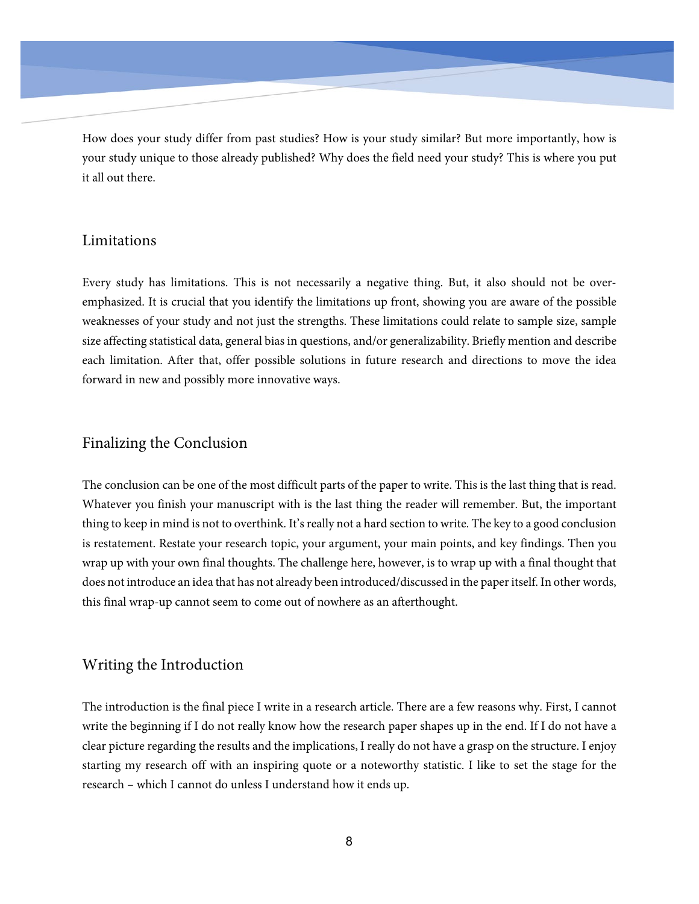How does your study differ from past studies? How is your study similar? But more importantly, how is your study unique to those already published? Why does the field need your study? This is where you put it all out there.

## Limitations

Every study has limitations. This is not necessarily a negative thing. But, it also should not be over-emphasized. It is crucial that you identify the limitations up front, showing you are aware of the possible weaknesses of your study and not just the strengths. These limitations could relate to sample size, sample size affecting statistical data, general bias in questions, and/or generalizability. Briefly mention and describe each limitation. After that, offer possible solutions in future research and directions to move the idea forward in new and possibly more innovative ways.

## Finalizing the Conclusion

The conclusion can be one of the most difficult parts of the paper to write. This is the last thing that is read. Whatever you finish your manuscript with is the last thing the reader will remember. But, the important thing to keep in mind is not to overthink. It's really not a hard section to write. The key to a good conclusion is restatement. Restate your research topic, your argument, your main points, and key findings. Then you wrap up with your own final thoughts. The challenge here, however, is to wrap up with a final thought that does not introduce an idea that has not already been introduced/discussed in the paper itself. In other words, this final wrap-up cannot seem to come out of nowhere as an afterthought.

## Writing the Introduction

The introduction is the final piece I write in a research article. There are a few reasons why. First, I cannot write the beginning if I do not really know how the research paper shapes up in the end. If I do not have a clear picture regarding the results and the implications, I really do not have a grasp on the structure. I enjoy starting my research off with an inspiring quote or a noteworthy statistic. I like to set the stage for the research – which I cannot do unless I understand how it ends up.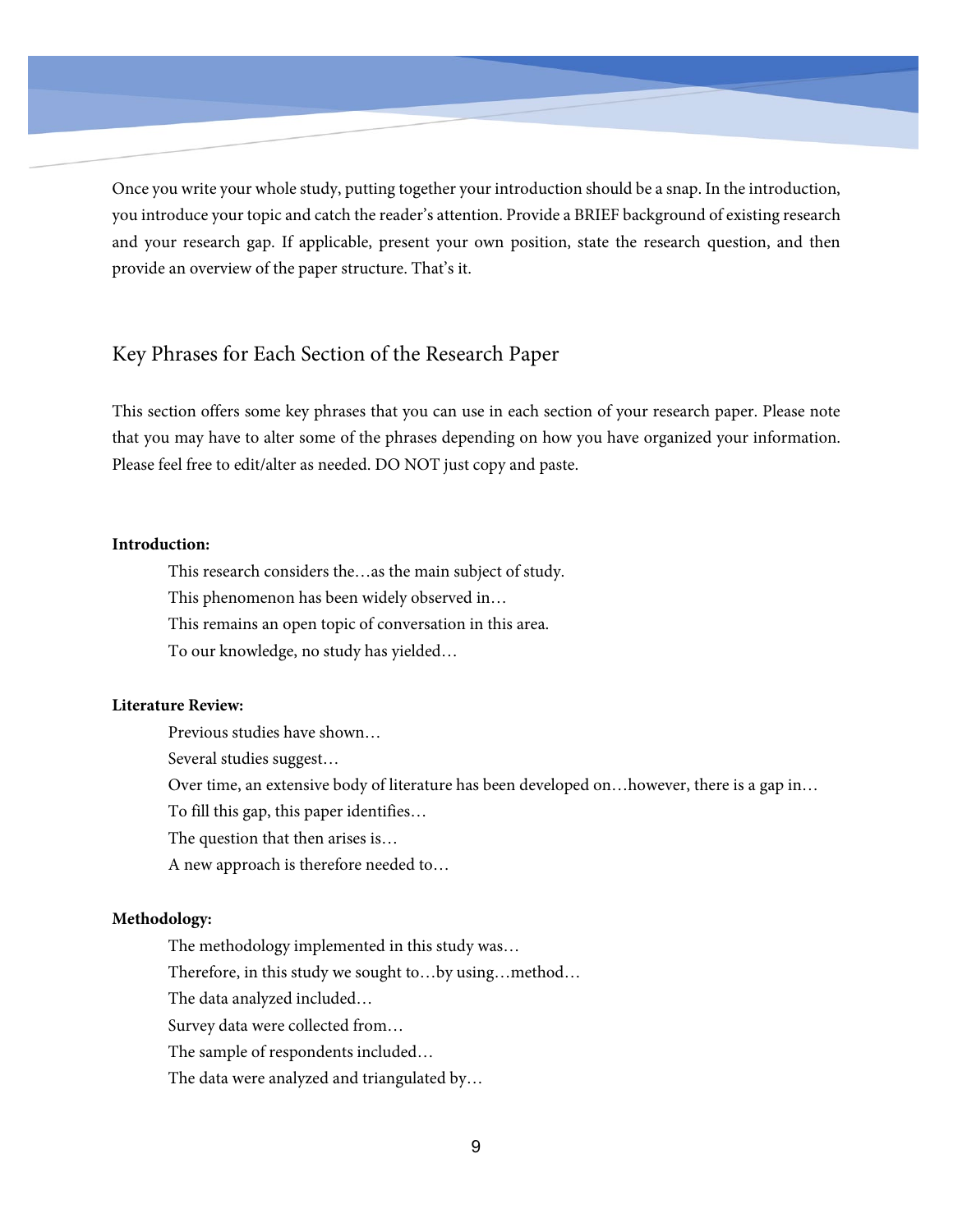Once you write your whole study, putting together your introduction should be a snap. In the introduction, you introduce your topic and catch the reader's attention. Provide a BRIEF background of existing research and your research gap. If applicable, present your own position, state the research question, and then provide an overview of the paper structure. That's it.

## Key Phrases for Each Section of the Research Paper

This section offers some key phrases that you can use in each section of your research paper. Please note that you may have to alter some of the phrases depending on how you have organized your information. Please feel free to edit/alter as needed. DO NOT just copy and paste.

**Introduction:**

This research considers the…as the main subject of study.
This phenomenon has been widely observed in…
This remains an open topic of conversation in this area.
To our knowledge, no study has yielded…

**Literature Review:**

Previous studies have shown…
Several studies suggest…
Over time, an extensive body of literature has been developed on…however, there is a gap in…
To fill this gap, this paper identifies…
The question that then arises is…
A new approach is therefore needed to…

**Methodology:**

The methodology implemented in this study was…
Therefore, in this study we sought to…by using…method…
The data analyzed included…
Survey data were collected from…
The sample of respondents included…
The data were analyzed and triangulated by…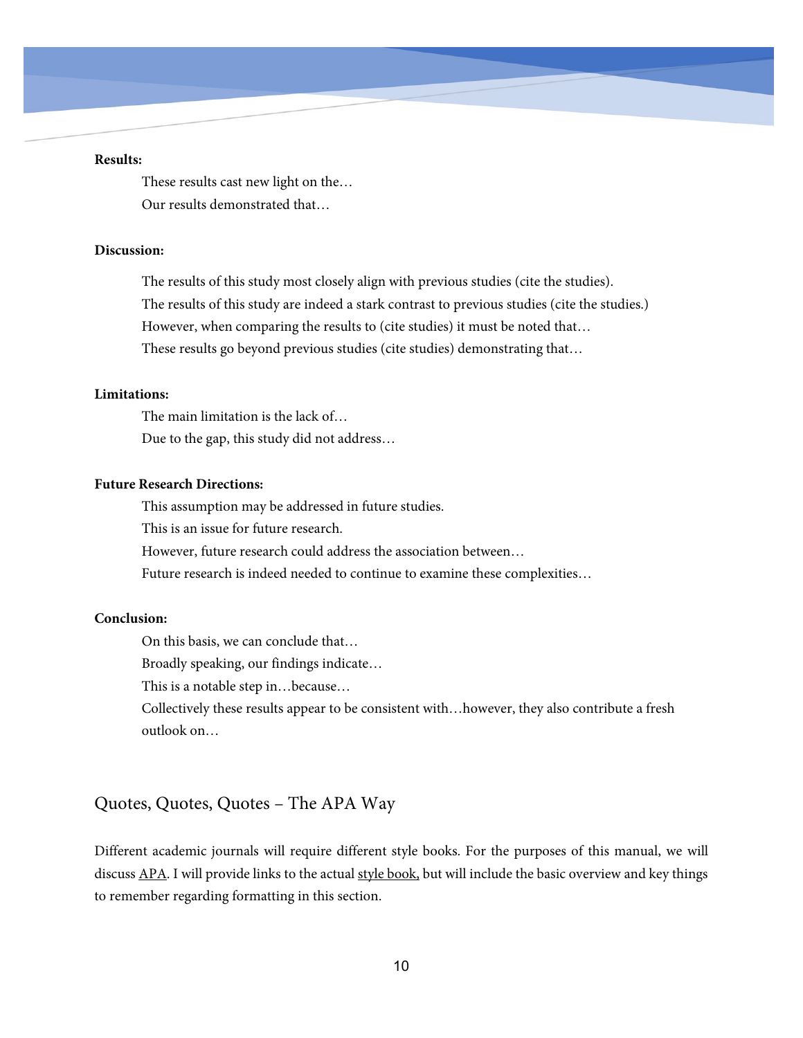**Results:**

These results cast new light on the…

Our results demonstrated that…

**Discussion:**

The results of this study most closely align with previous studies (cite the studies).

The results of this study are indeed a stark contrast to previous studies (cite the studies.)

However, when comparing the results to (cite studies) it must be noted that…

These results go beyond previous studies (cite studies) demonstrating that…

**Limitations:**

The main limitation is the lack of…

Due to the gap, this study did not address…

**Future Research Directions:**

This assumption may be addressed in future studies.

This is an issue for future research.

However, future research could address the association between…

Future research is indeed needed to continue to examine these complexities…

**Conclusion:**

On this basis, we can conclude that…

Broadly speaking, our findings indicate…

This is a notable step in…because…

Collectively these results appear to be consistent with…however, they also contribute a fresh outlook on…

## Quotes, Quotes, Quotes – The APA Way

Different academic journals will require different style books. For the purposes of this manual, we will discuss APA. I will provide links to the actual style book, but will include the basic overview and key things to remember regarding formatting in this section.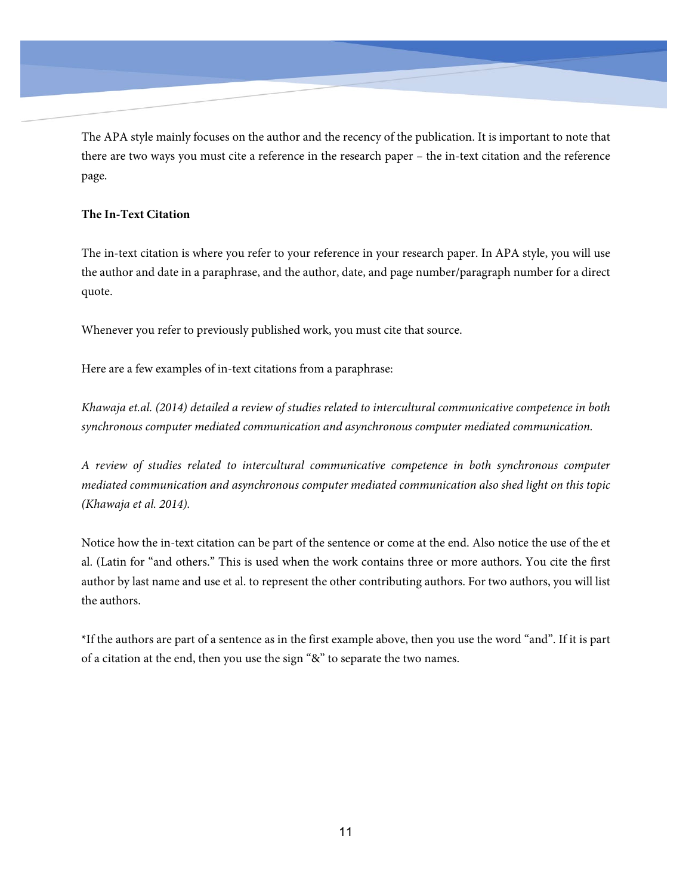The APA style mainly focuses on the author and the recency of the publication. It is important to note that there are two ways you must cite a reference in the research paper – the in-text citation and the reference page.

**The In-Text Citation**

The in-text citation is where you refer to your reference in your research paper. In APA style, you will use the author and date in a paraphrase, and the author, date, and page number/paragraph number for a direct quote.

Whenever you refer to previously published work, you must cite that source.

Here are a few examples of in-text citations from a paraphrase:

*Khawaja et.al. (2014) detailed a review of studies related to intercultural communicative competence in both synchronous computer mediated communication and asynchronous computer mediated communication.*

*A review of studies related to intercultural communicative competence in both synchronous computer mediated communication and asynchronous computer mediated communication also shed light on this topic (Khawaja et al. 2014).*

Notice how the in-text citation can be part of the sentence or come at the end. Also notice the use of the et al. (Latin for "and others." This is used when the work contains three or more authors. You cite the first author by last name and use et al. to represent the other contributing authors. For two authors, you will list the authors.

*If the authors are part of a sentence as in the first example above, then you use the word "and". If it is part of a citation at the end, then you use the sign "&" to separate the two names.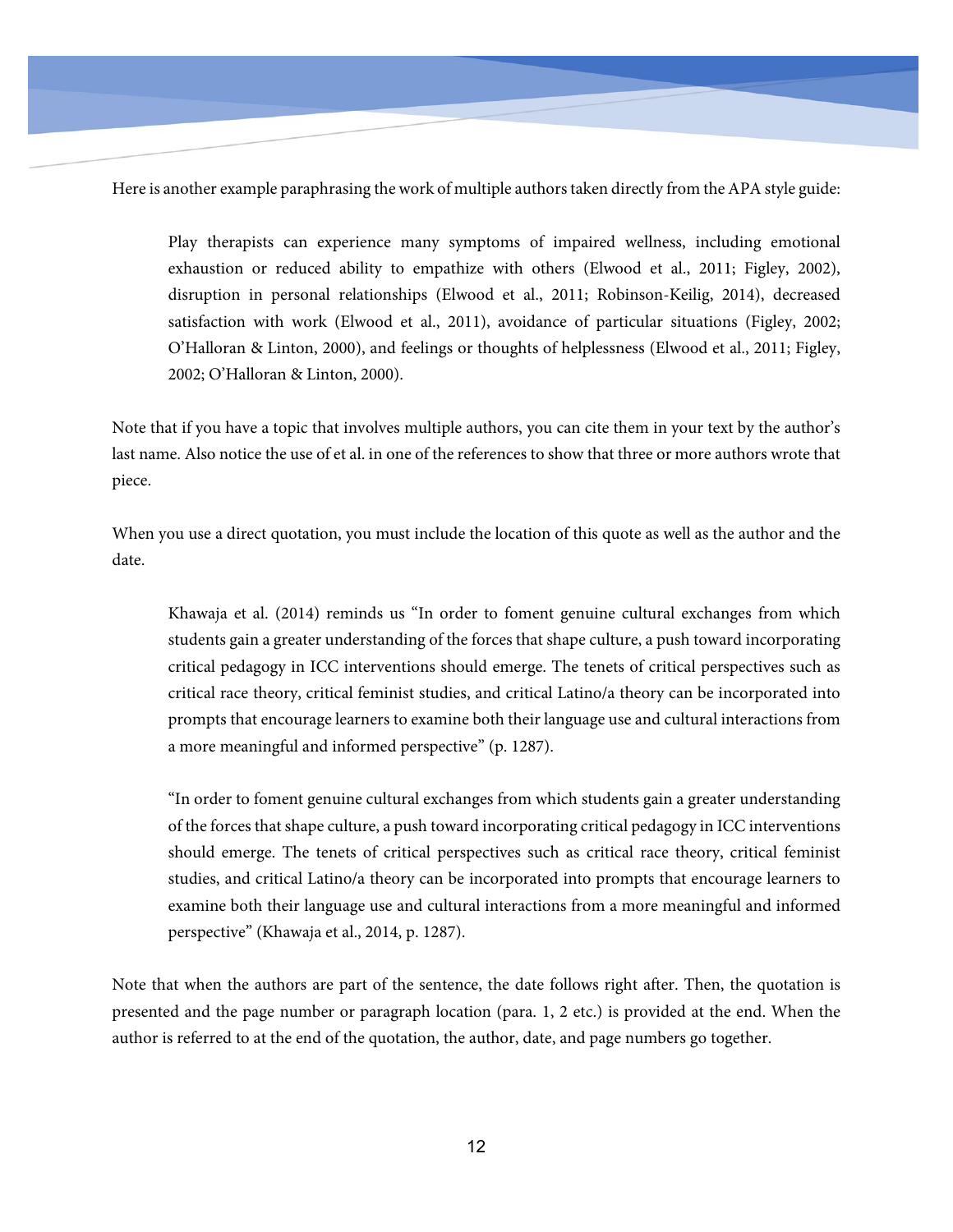Here is another example paraphrasing the work of multiple authors taken directly from the APA style guide:

> Play therapists can experience many symptoms of impaired wellness, including emotional exhaustion or reduced ability to empathize with others (Elwood et al., 2011; Figley, 2002), disruption in personal relationships (Elwood et al., 2011; Robinson-Keilig, 2014), decreased satisfaction with work (Elwood et al., 2011), avoidance of particular situations (Figley, 2002; O'Halloran & Linton, 2000), and feelings or thoughts of helplessness (Elwood et al., 2011; Figley, 2002; O'Halloran & Linton, 2000).

Note that if you have a topic that involves multiple authors, you can cite them in your text by the author's last name. Also notice the use of et al. in one of the references to show that three or more authors wrote that piece.

When you use a direct quotation, you must include the location of this quote as well as the author and the date.

> Khawaja et al. (2014) reminds us "In order to foment genuine cultural exchanges from which students gain a greater understanding of the forces that shape culture, a push toward incorporating critical pedagogy in ICC interventions should emerge. The tenets of critical perspectives such as critical race theory, critical feminist studies, and critical Latino/a theory can be incorporated into prompts that encourage learners to examine both their language use and cultural interactions from a more meaningful and informed perspective" (p. 1287).
>
> "In order to foment genuine cultural exchanges from which students gain a greater understanding of the forces that shape culture, a push toward incorporating critical pedagogy in ICC interventions should emerge. The tenets of critical perspectives such as critical race theory, critical feminist studies, and critical Latino/a theory can be incorporated into prompts that encourage learners to examine both their language use and cultural interactions from a more meaningful and informed perspective" (Khawaja et al., 2014, p. 1287).

Note that when the authors are part of the sentence, the date follows right after. Then, the quotation is presented and the page number or paragraph location (para. 1, 2 etc.) is provided at the end. When the author is referred to at the end of the quotation, the author, date, and page numbers go together.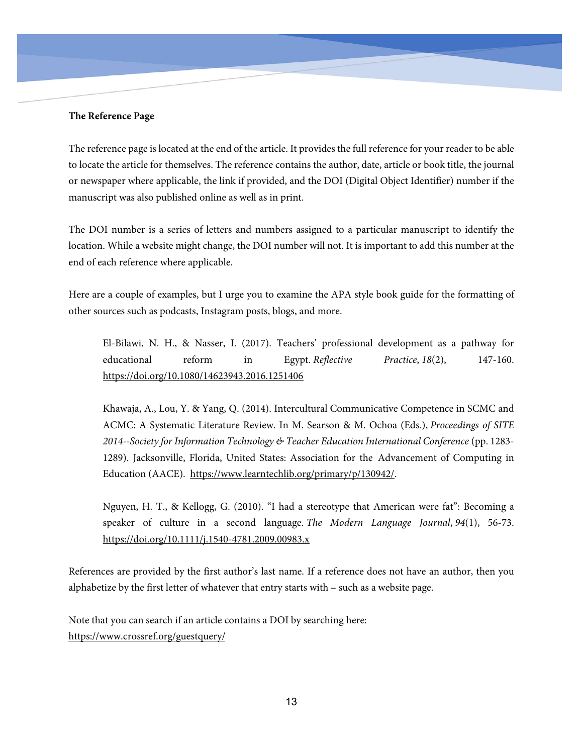**The Reference Page**

The reference page is located at the end of the article. It provides the full reference for your reader to be able to locate the article for themselves. The reference contains the author, date, article or book title, the journal or newspaper where applicable, the link if provided, and the DOI (Digital Object Identifier) number if the manuscript was also published online as well as in print.

The DOI number is a series of letters and numbers assigned to a particular manuscript to identify the location. While a website might change, the DOI number will not. It is important to add this number at the end of each reference where applicable.

Here are a couple of examples, but I urge you to examine the APA style book guide for the formatting of other sources such as podcasts, Instagram posts, blogs, and more.

> El-Bilawi, N. H., & Nasser, I. (2017). Teachers' professional development as a pathway for educational reform in Egypt. *Reflective Practice*, *18*(2), 147-160. https://doi.org/10.1080/14623943.2016.1251406
>
> Khawaja, A., Lou, Y. & Yang, Q. (2014). Intercultural Communicative Competence in SCMC and ACMC: A Systematic Literature Review. In M. Searson & M. Ochoa (Eds.), *Proceedings of SITE 2014--Society for Information Technology & Teacher Education International Conference* (pp. 1283-1289). Jacksonville, Florida, United States: Association for the Advancement of Computing in Education (AACE). https://www.learntechlib.org/primary/p/130942/.
>
> Nguyen, H. T., & Kellogg, G. (2010). "I had a stereotype that American were fat": Becoming a speaker of culture in a second language. *The Modern Language Journal*, *94*(1), 56-73. https://doi.org/10.1111/j.1540-4781.2009.00983.x

References are provided by the first author's last name. If a reference does not have an author, then you alphabetize by the first letter of whatever that entry starts with – such as a website page.

Note that you can search if an article contains a DOI by searching here:
https://www.crossref.org/guestquery/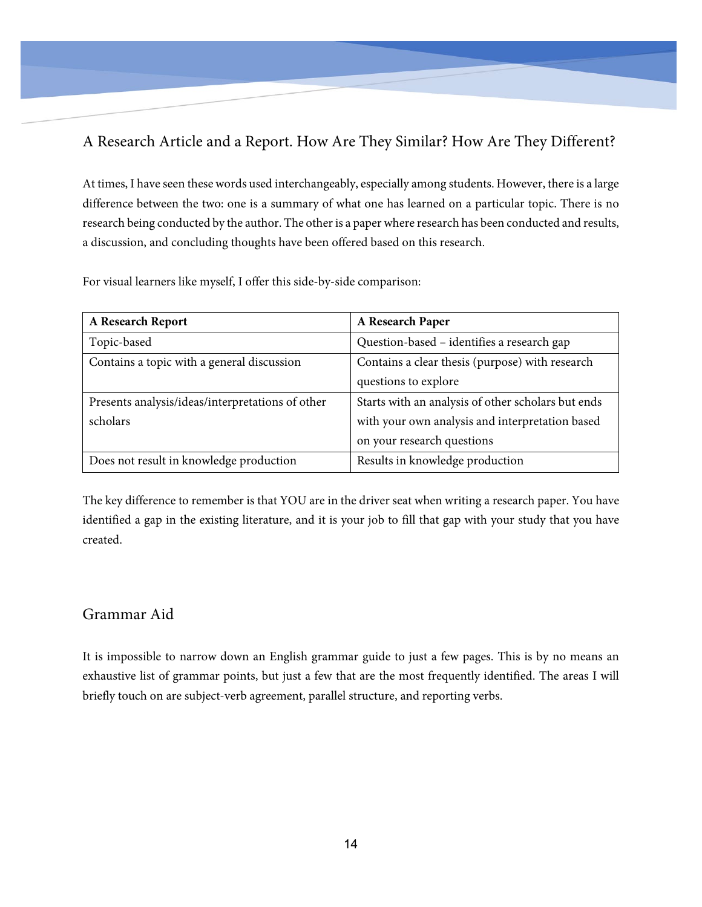## A Research Article and a Report. How Are They Similar? How Are They Different?

At times, I have seen these words used interchangeably, especially among students. However, there is a large difference between the two: one is a summary of what one has learned on a particular topic. There is no research being conducted by the author. The other is a paper where research has been conducted and results, a discussion, and concluding thoughts have been offered based on this research.

For visual learners like myself, I offer this side-by-side comparison:

| **A Research Report** | **A Research Paper** |
|---|---|
| Topic-based | Question-based – identifies a research gap |
| Contains a topic with a general discussion | Contains a clear thesis (purpose) with research questions to explore |
| Presents analysis/ideas/interpretations of other scholars | Starts with an analysis of other scholars but ends with your own analysis and interpretation based on your research questions |
| Does not result in knowledge production | Results in knowledge production |

The key difference to remember is that YOU are in the driver seat when writing a research paper. You have identified a gap in the existing literature, and it is your job to fill that gap with your study that you have created.

## Grammar Aid

It is impossible to narrow down an English grammar guide to just a few pages. This is by no means an exhaustive list of grammar points, but just a few that are the most frequently identified. The areas I will briefly touch on are subject-verb agreement, parallel structure, and reporting verbs.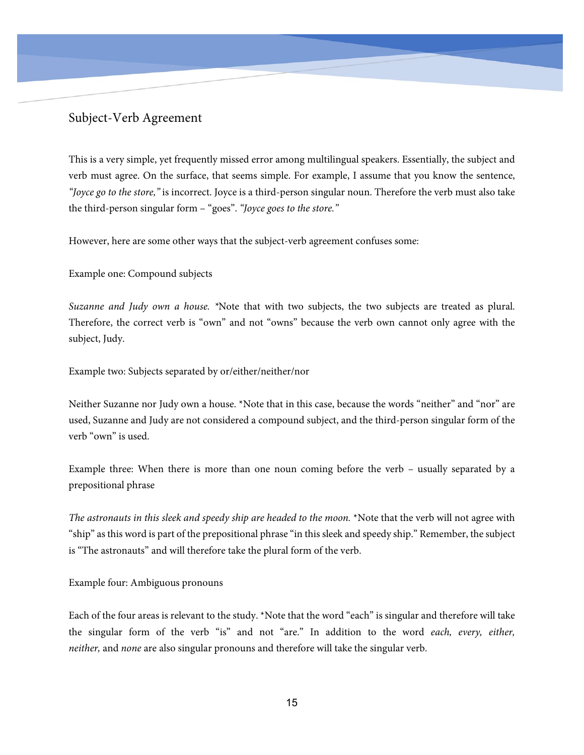## Subject-Verb Agreement

This is a very simple, yet frequently missed error among multilingual speakers. Essentially, the subject and verb must agree. On the surface, that seems simple. For example, I assume that you know the sentence, *"Joyce go to the store,"* is incorrect. Joyce is a third-person singular noun. Therefore the verb must also take the third-person singular form – "goes". *"Joyce goes to the store."*

However, here are some other ways that the subject-verb agreement confuses some:

Example one: Compound subjects

*Suzanne and Judy own a house.* *Note that with two subjects, the two subjects are treated as plural. Therefore, the correct verb is "own" and not "owns" because the verb own cannot only agree with the subject, Judy.

Example two: Subjects separated by or/either/neither/nor

Neither Suzanne nor Judy own a house. *Note that in this case, because the words "neither" and "nor" are used, Suzanne and Judy are not considered a compound subject, and the third-person singular form of the verb "own" is used.

Example three: When there is more than one noun coming before the verb – usually separated by a prepositional phrase

*The astronauts in this sleek and speedy ship are headed to the moon.* *Note that the verb will not agree with "ship" as this word is part of the prepositional phrase "in this sleek and speedy ship." Remember, the subject is "The astronauts" and will therefore take the plural form of the verb.

Example four: Ambiguous pronouns

Each of the four areas is relevant to the study. *Note that the word "each" is singular and therefore will take the singular form of the verb "is" and not "are." In addition to the word *each, every, either, neither,* and *none* are also singular pronouns and therefore will take the singular verb.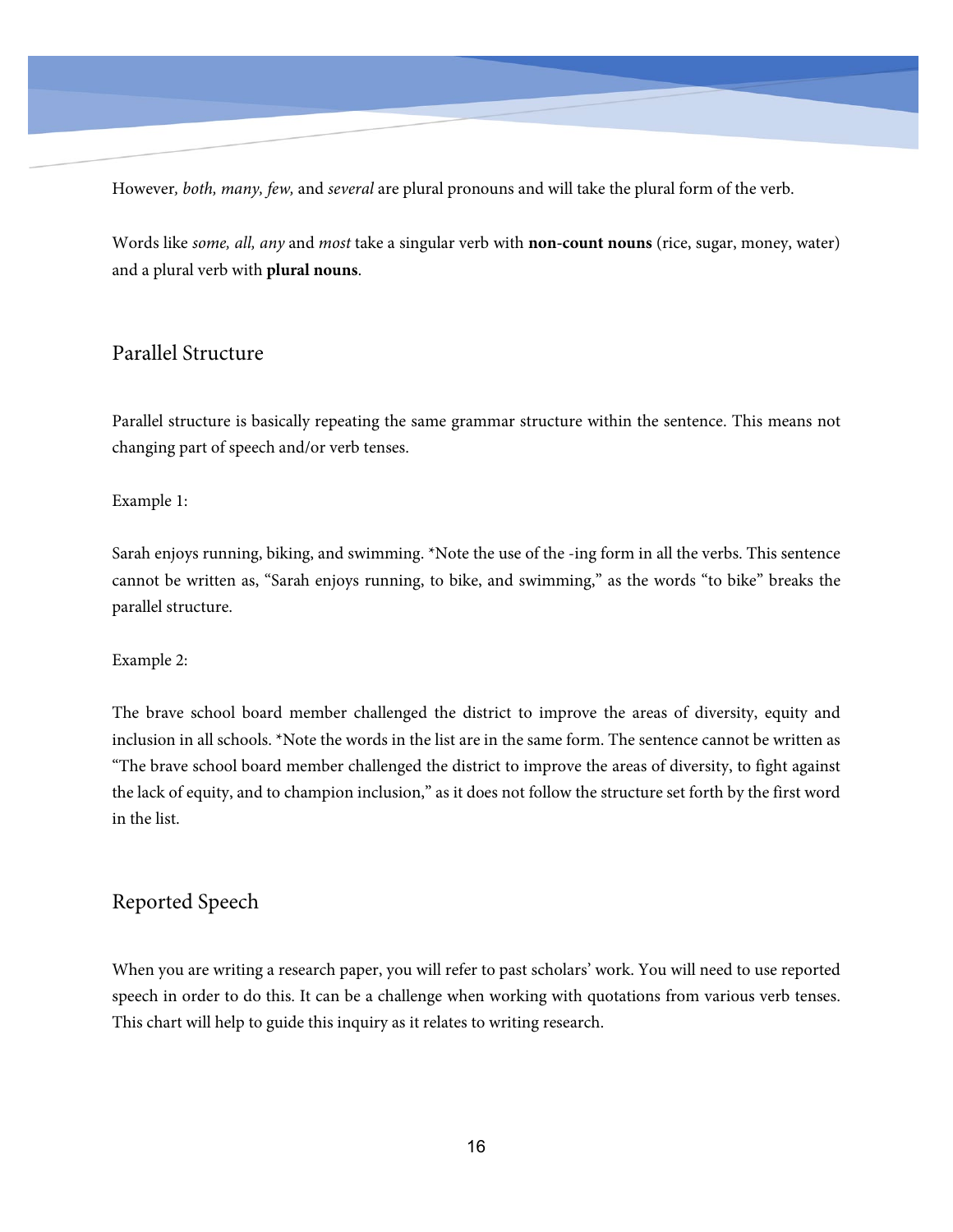However, *both, many, few,* and *several* are plural pronouns and will take the plural form of the verb.

Words like *some, all, any* and *most* take a singular verb with **non-count nouns** (rice, sugar, money, water) and a plural verb with **plural nouns**.

## Parallel Structure

Parallel structure is basically repeating the same grammar structure within the sentence. This means not changing part of speech and/or verb tenses.

Example 1:

Sarah enjoys running, biking, and swimming. *Note the use of the -ing form in all the verbs. This sentence cannot be written as, "Sarah enjoys running, to bike, and swimming," as the words "to bike" breaks the parallel structure.

Example 2:

The brave school board member challenged the district to improve the areas of diversity, equity and inclusion in all schools. *Note the words in the list are in the same form. The sentence cannot be written as "The brave school board member challenged the district to improve the areas of diversity, to fight against the lack of equity, and to champion inclusion," as it does not follow the structure set forth by the first word in the list.

## Reported Speech

When you are writing a research paper, you will refer to past scholars' work. You will need to use reported speech in order to do this. It can be a challenge when working with quotations from various verb tenses. This chart will help to guide this inquiry as it relates to writing research.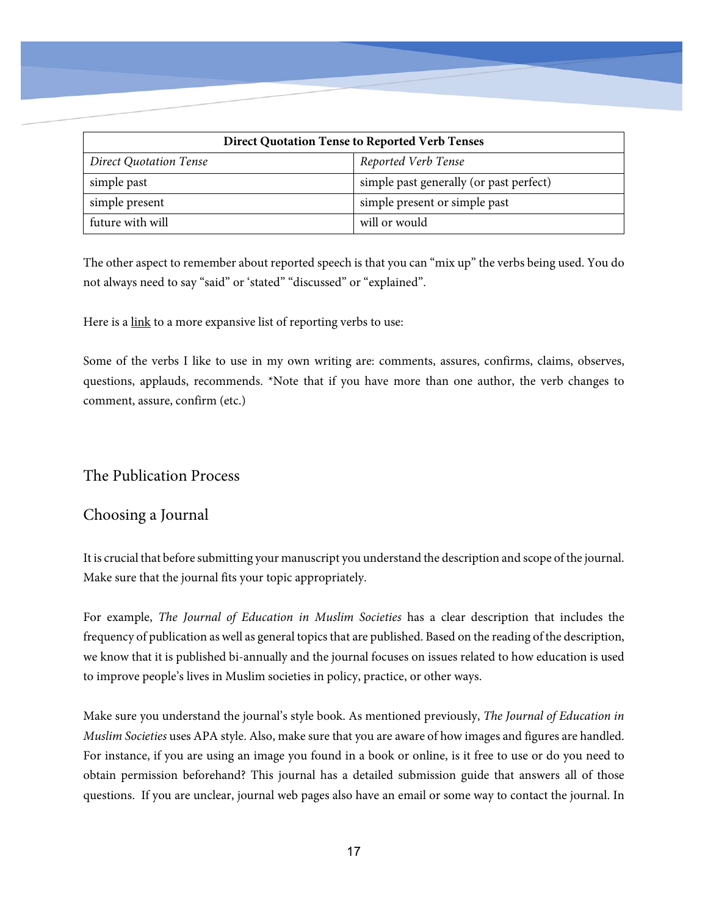| Direct Quotation Tense to Reported Verb Tenses | |
|---|---|
| *Direct Quotation Tense* | *Reported Verb Tense* |
| simple past | simple past generally (or past perfect) |
| simple present | simple present or simple past |
| future with will | will or would |

The other aspect to remember about reported speech is that you can "mix up" the verbs being used. You do not always need to say "said" or 'stated" "discussed" or "explained".

Here is a link to a more expansive list of reporting verbs to use:

Some of the verbs I like to use in my own writing are: comments, assures, confirms, claims, observes, questions, applauds, recommends. *Note that if you have more than one author, the verb changes to comment, assure, confirm (etc.)

## The Publication Process

## Choosing a Journal

It is crucial that before submitting your manuscript you understand the description and scope of the journal. Make sure that the journal fits your topic appropriately.

For example, *The Journal of Education in Muslim Societies* has a clear description that includes the frequency of publication as well as general topics that are published. Based on the reading of the description, we know that it is published bi-annually and the journal focuses on issues related to how education is used to improve people's lives in Muslim societies in policy, practice, or other ways.

Make sure you understand the journal's style book. As mentioned previously, *The Journal of Education in Muslim Societies* uses APA style. Also, make sure that you are aware of how images and figures are handled. For instance, if you are using an image you found in a book or online, is it free to use or do you need to obtain permission beforehand? This journal has a detailed submission guide that answers all of those questions. If you are unclear, journal web pages also have an email or some way to contact the journal. In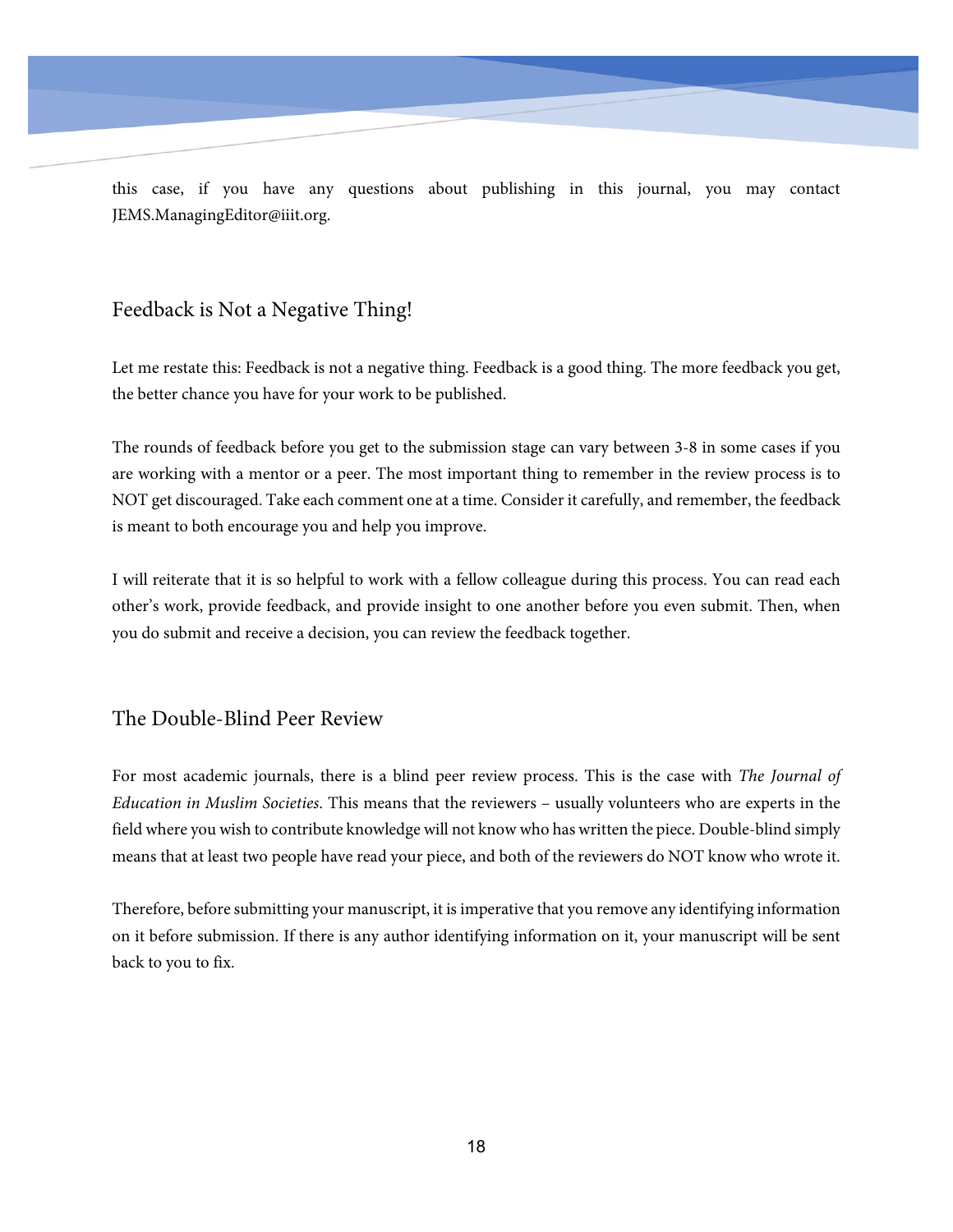this case, if you have any questions about publishing in this journal, you may contact JEMS.ManagingEditor@iiit.org.

## Feedback is Not a Negative Thing!

Let me restate this: Feedback is not a negative thing. Feedback is a good thing. The more feedback you get, the better chance you have for your work to be published.

The rounds of feedback before you get to the submission stage can vary between 3-8 in some cases if you are working with a mentor or a peer. The most important thing to remember in the review process is to NOT get discouraged. Take each comment one at a time. Consider it carefully, and remember, the feedback is meant to both encourage you and help you improve.

I will reiterate that it is so helpful to work with a fellow colleague during this process. You can read each other's work, provide feedback, and provide insight to one another before you even submit. Then, when you do submit and receive a decision, you can review the feedback together.

## The Double-Blind Peer Review

For most academic journals, there is a blind peer review process. This is the case with *The Journal of Education in Muslim Societies*. This means that the reviewers – usually volunteers who are experts in the field where you wish to contribute knowledge will not know who has written the piece. Double-blind simply means that at least two people have read your piece, and both of the reviewers do NOT know who wrote it.

Therefore, before submitting your manuscript, it is imperative that you remove any identifying information on it before submission. If there is any author identifying information on it, your manuscript will be sent back to you to fix.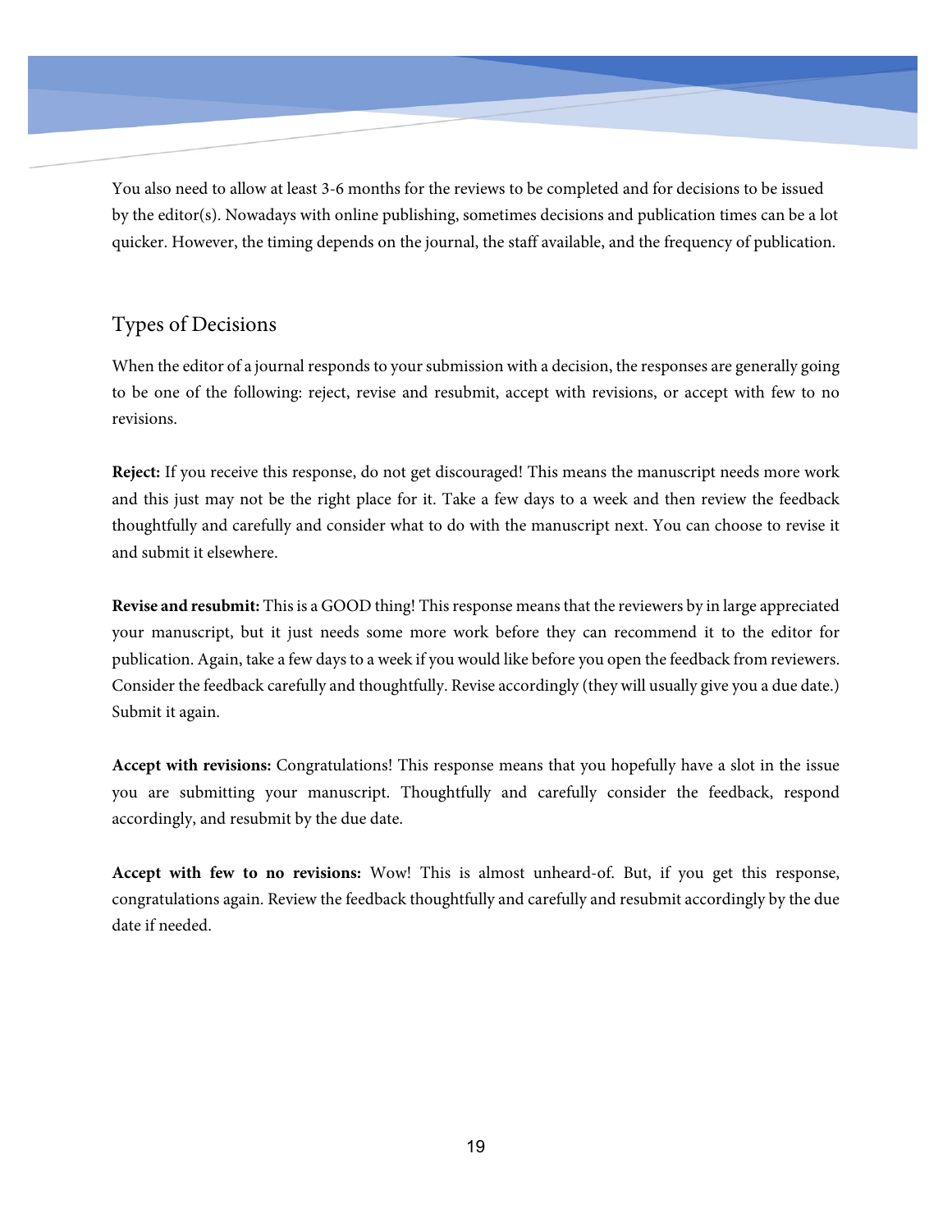You also need to allow at least 3-6 months for the reviews to be completed and for decisions to be issued by the editor(s). Nowadays with online publishing, sometimes decisions and publication times can be a lot quicker. However, the timing depends on the journal, the staff available, and the frequency of publication.

## Types of Decisions

When the editor of a journal responds to your submission with a decision, the responses are generally going to be one of the following: reject, revise and resubmit, accept with revisions, or accept with few to no revisions.

**Reject:** If you receive this response, do not get discouraged! This means the manuscript needs more work and this just may not be the right place for it. Take a few days to a week and then review the feedback thoughtfully and carefully and consider what to do with the manuscript next. You can choose to revise it and submit it elsewhere.

**Revise and resubmit:** This is a GOOD thing! This response means that the reviewers by in large appreciated your manuscript, but it just needs some more work before they can recommend it to the editor for publication. Again, take a few days to a week if you would like before you open the feedback from reviewers. Consider the feedback carefully and thoughtfully. Revise accordingly (they will usually give you a due date.) Submit it again.

**Accept with revisions:** Congratulations! This response means that you hopefully have a slot in the issue you are submitting your manuscript. Thoughtfully and carefully consider the feedback, respond accordingly, and resubmit by the due date.

**Accept with few to no revisions:** Wow! This is almost unheard-of. But, if you get this response, congratulations again. Review the feedback thoughtfully and carefully and resubmit accordingly by the due date if needed.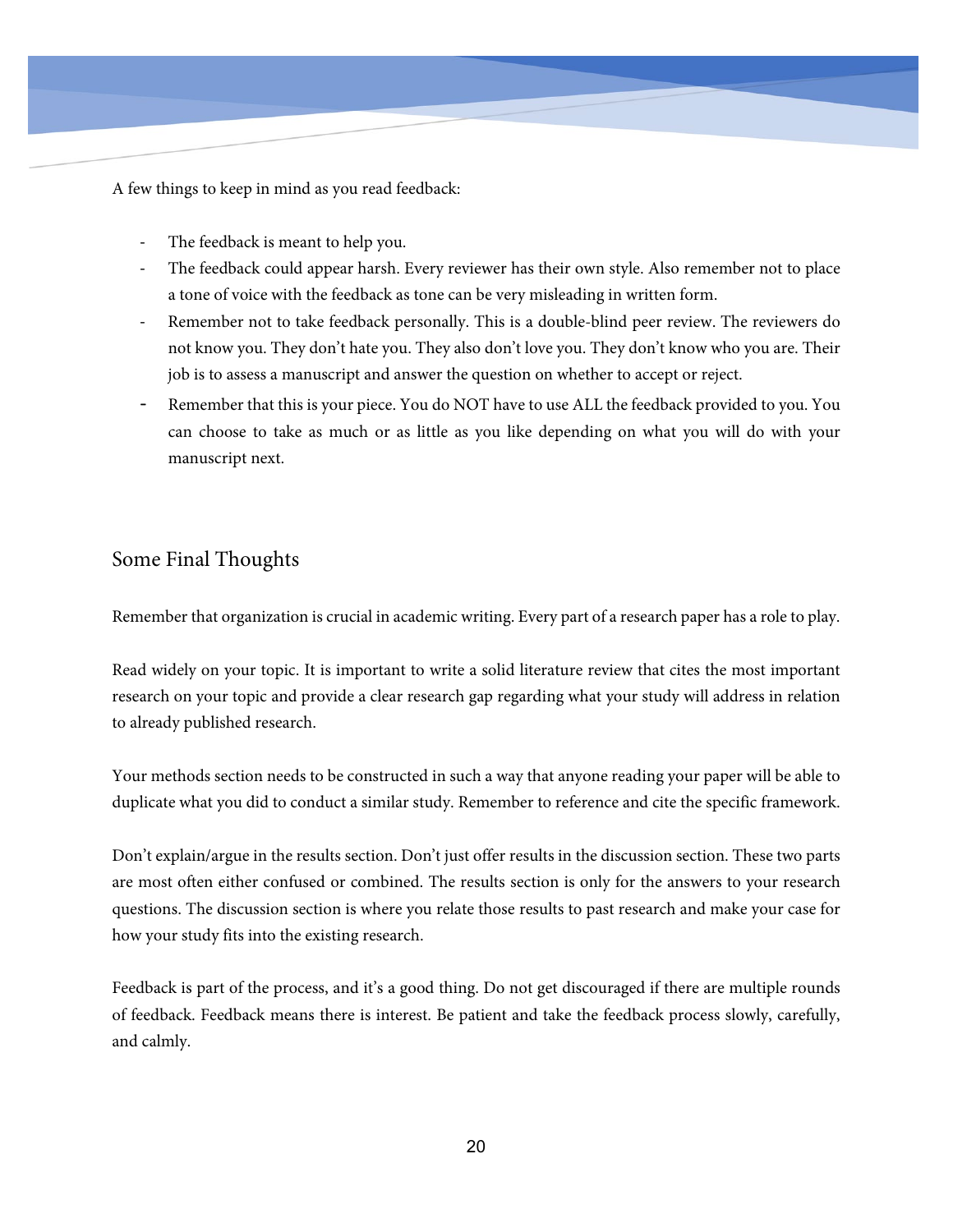A few things to keep in mind as you read feedback:

- The feedback is meant to help you.
- The feedback could appear harsh. Every reviewer has their own style. Also remember not to place a tone of voice with the feedback as tone can be very misleading in written form.
- Remember not to take feedback personally. This is a double-blind peer review. The reviewers do not know you. They don't hate you. They also don't love you. They don't know who you are. Their job is to assess a manuscript and answer the question on whether to accept or reject.
- Remember that this is your piece. You do NOT have to use ALL the feedback provided to you. You can choose to take as much or as little as you like depending on what you will do with your manuscript next.

## Some Final Thoughts

Remember that organization is crucial in academic writing. Every part of a research paper has a role to play.

Read widely on your topic. It is important to write a solid literature review that cites the most important research on your topic and provide a clear research gap regarding what your study will address in relation to already published research.

Your methods section needs to be constructed in such a way that anyone reading your paper will be able to duplicate what you did to conduct a similar study. Remember to reference and cite the specific framework.

Don't explain/argue in the results section. Don't just offer results in the discussion section. These two parts are most often either confused or combined. The results section is only for the answers to your research questions. The discussion section is where you relate those results to past research and make your case for how your study fits into the existing research.

Feedback is part of the process, and it's a good thing. Do not get discouraged if there are multiple rounds of feedback. Feedback means there is interest. Be patient and take the feedback process slowly, carefully, and calmly.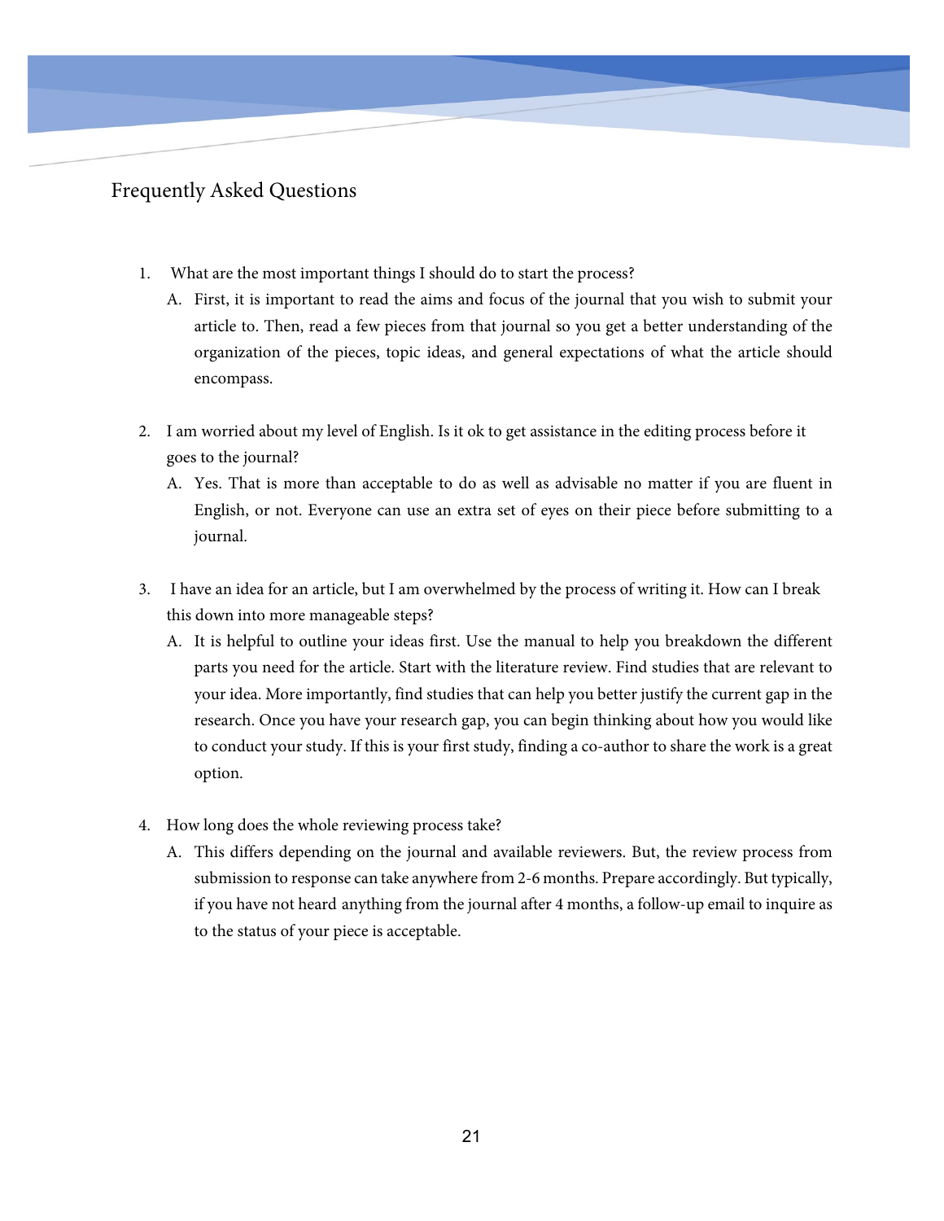## Frequently Asked Questions

1. What are the most important things I should do to start the process?
   A. First, it is important to read the aims and focus of the journal that you wish to submit your article to. Then, read a few pieces from that journal so you get a better understanding of the organization of the pieces, topic ideas, and general expectations of what the article should encompass.

2. I am worried about my level of English. Is it ok to get assistance in the editing process before it goes to the journal?
   A. Yes. That is more than acceptable to do as well as advisable no matter if you are fluent in English, or not. Everyone can use an extra set of eyes on their piece before submitting to a journal.

3. I have an idea for an article, but I am overwhelmed by the process of writing it. How can I break this down into more manageable steps?
   A. It is helpful to outline your ideas first. Use the manual to help you breakdown the different parts you need for the article. Start with the literature review. Find studies that are relevant to your idea. More importantly, find studies that can help you better justify the current gap in the research. Once you have your research gap, you can begin thinking about how you would like to conduct your study. If this is your first study, finding a co-author to share the work is a great option.

4. How long does the whole reviewing process take?
   A. This differs depending on the journal and available reviewers. But, the review process from submission to response can take anywhere from 2-6 months. Prepare accordingly. But typically, if you have not heard anything from the journal after 4 months, a follow-up email to inquire as to the status of your piece is acceptable.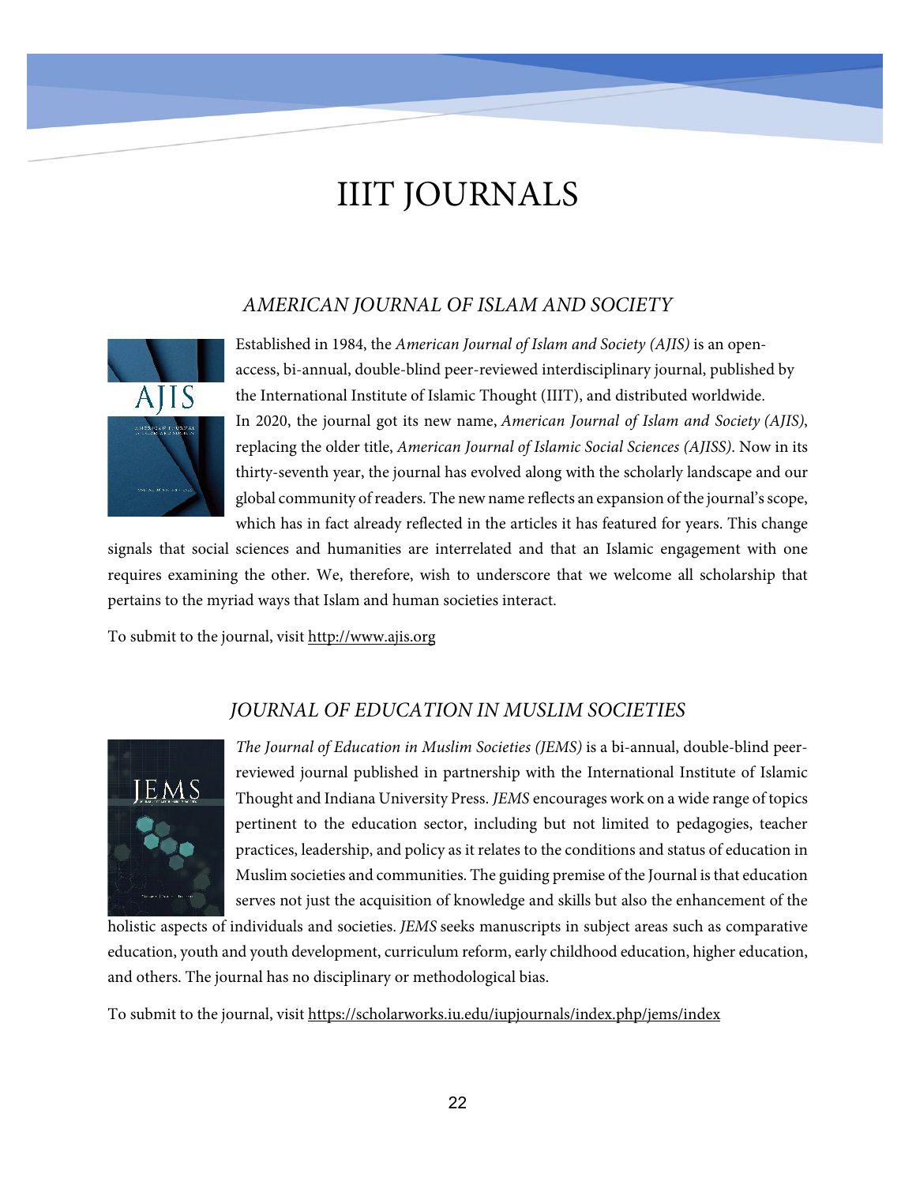# IIIT JOURNALS

## *AMERICAN JOURNAL OF ISLAM AND SOCIETY*

Established in 1984, the *American Journal of Islam and Society (AJIS)* is an open-access, bi-annual, double-blind peer-reviewed interdisciplinary journal, published by the International Institute of Islamic Thought (IIIT), and distributed worldwide. In 2020, the journal got its new name, *American Journal of Islam and Society (AJIS)*, replacing the older title, *American Journal of Islamic Social Sciences (AJISS)*. Now in its thirty-seventh year, the journal has evolved along with the scholarly landscape and our global community of readers. The new name reflects an expansion of the journal's scope, which has in fact already reflected in the articles it has featured for years. This change signals that social sciences and humanities are interrelated and that an Islamic engagement with one requires examining the other. We, therefore, wish to underscore that we welcome all scholarship that pertains to the myriad ways that Islam and human societies interact.

To submit to the journal, visit http://www.ajis.org

## *JOURNAL OF EDUCATION IN MUSLIM SOCIETIES*

*The Journal of Education in Muslim Societies (JEMS)* is a bi-annual, double-blind peer-reviewed journal published in partnership with the International Institute of Islamic Thought and Indiana University Press. *JEMS* encourages work on a wide range of topics pertinent to the education sector, including but not limited to pedagogies, teacher practices, leadership, and policy as it relates to the conditions and status of education in Muslim societies and communities. The guiding premise of the Journal is that education serves not just the acquisition of knowledge and skills but also the enhancement of the holistic aspects of individuals and societies. *JEMS* seeks manuscripts in subject areas such as comparative education, youth and youth development, curriculum reform, early childhood education, higher education, and others. The journal has no disciplinary or methodological bias.

To submit to the journal, visit https://scholarworks.iu.edu/iupjournals/index.php/jems/index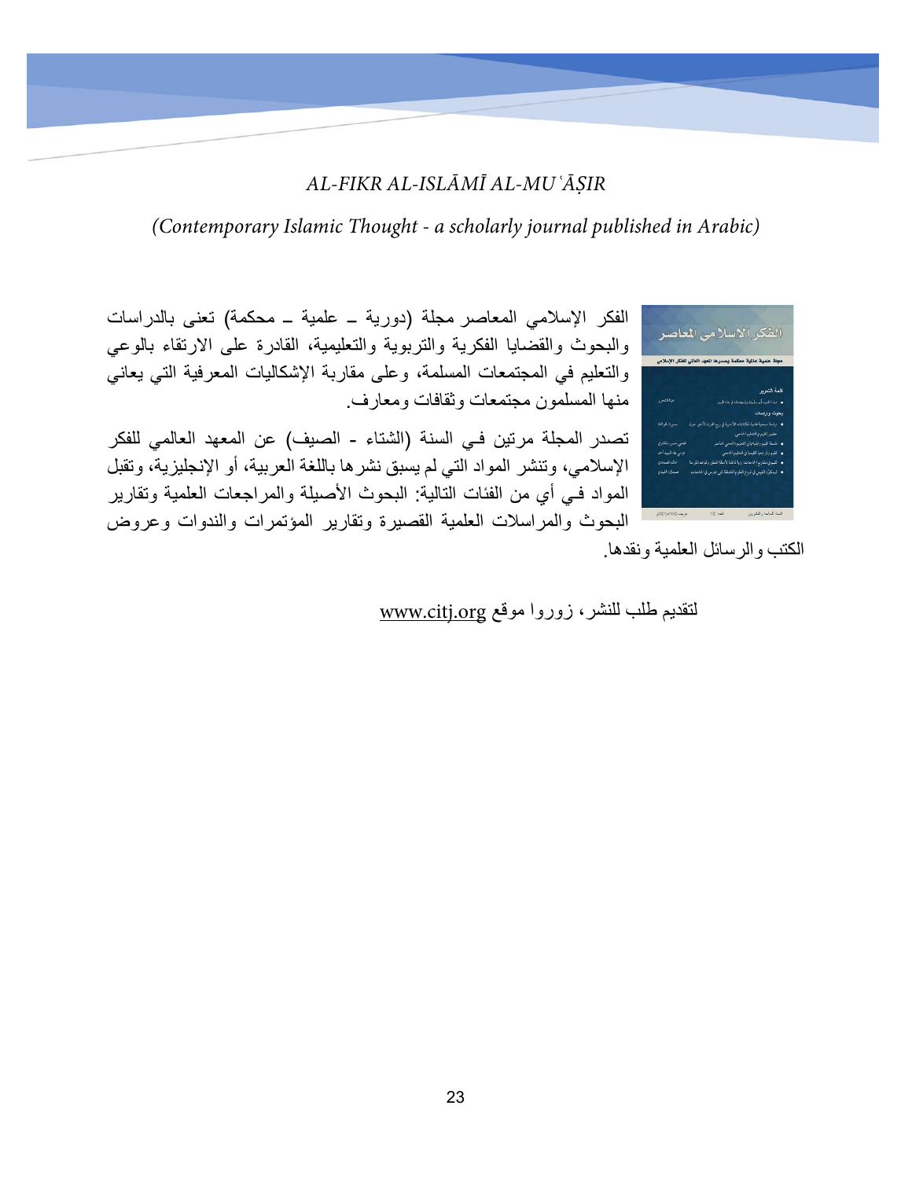*AL-FIKR AL-ISLĀMĪ AL-MUʿĀṢIR*

*(Contemporary Islamic Thought - a scholarly journal published in Arabic)*

الفكر الإسلامي المعاصر مجلة (دورية ـ علمية ـ محكمة) تعنى بالدراسات والبحوث والقضايا الفكرية والتربوية والتعليمية، القادرة على الارتقاء بالوعي والتعليم في المجتمعات المسلمة، وعلى مقاربة الإشكاليات المعرفية التي يعاني منها المسلمون مجتمعات وثقافات ومعارف.

تصدر المجلة مرتين في السنة (الشتاء - الصيف) عن المعهد العالمي للفكر الإسلامي، وتنشر المواد التي لم يسبق نشرها باللغة العربية، أو الإنجليزية، وتقبل المواد في أي من الفئات التالية: البحوث الأصيلة والمراجعات العلمية وتقارير البحوث والمراسلات العلمية القصيرة وتقارير المؤتمرات والندوات وعروض الكتب والرسائل العلمية ونقدها.

لتقديم طلب للنشر، زوروا موقع www.citj.org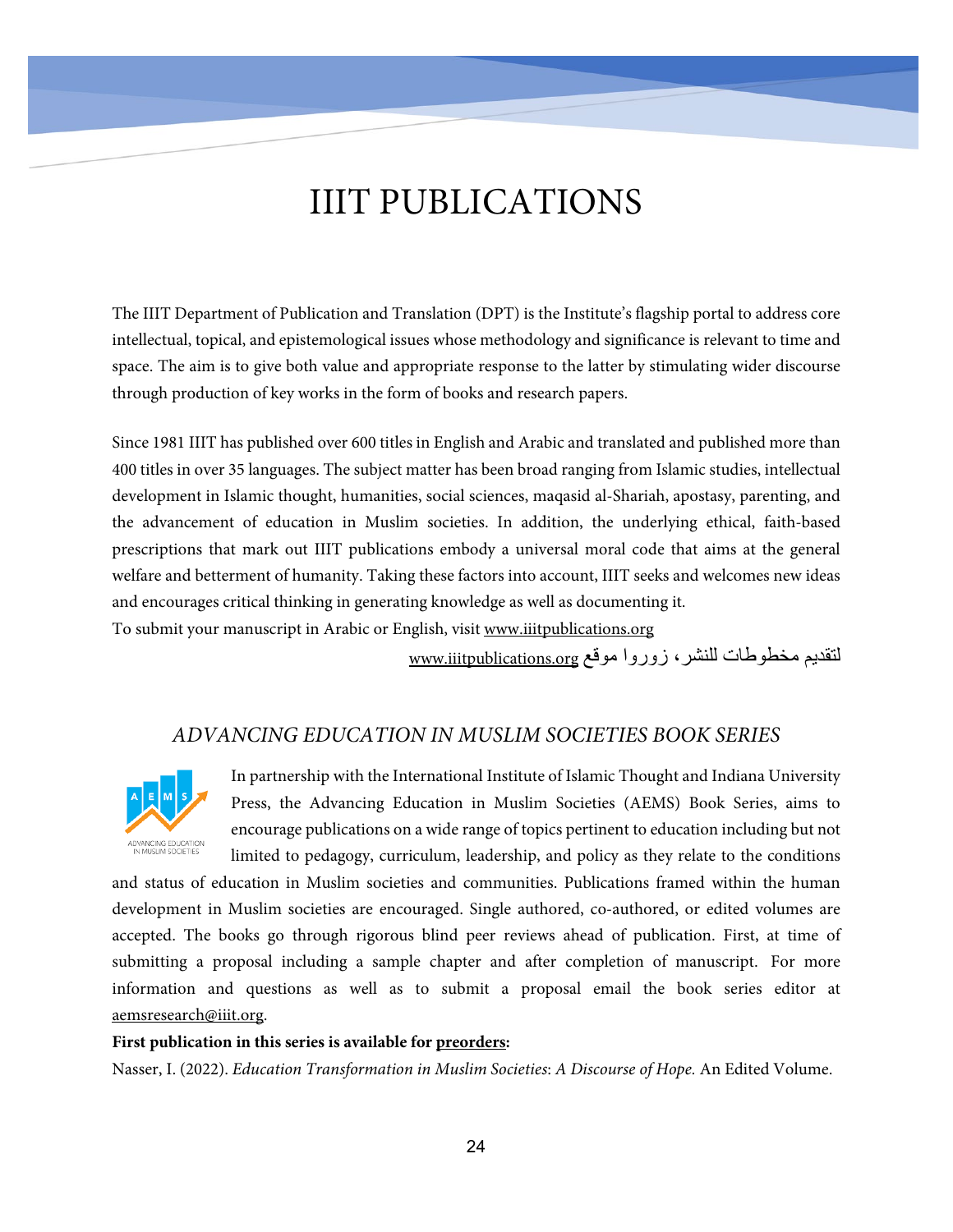# IIIT PUBLICATIONS

The IIIT Department of Publication and Translation (DPT) is the Institute's flagship portal to address core intellectual, topical, and epistemological issues whose methodology and significance is relevant to time and space. The aim is to give both value and appropriate response to the latter by stimulating wider discourse through production of key works in the form of books and research papers.

Since 1981 IIIT has published over 600 titles in English and Arabic and translated and published more than 400 titles in over 35 languages. The subject matter has been broad ranging from Islamic studies, intellectual development in Islamic thought, humanities, social sciences, maqasid al-Shariah, apostasy, parenting, and the advancement of education in Muslim societies. In addition, the underlying ethical, faith-based prescriptions that mark out IIIT publications embody a universal moral code that aims at the general welfare and betterment of humanity. Taking these factors into account, IIIT seeks and welcomes new ideas and encourages critical thinking in generating knowledge as well as documenting it.

To submit your manuscript in Arabic or English, visit www.iiitpublications.org

لتقديم مخطوطات للنشر، زوروا موقع www.iiitpublications.org

## *ADVANCING EDUCATION IN MUSLIM SOCIETIES BOOK SERIES*

ADVANCING EDUCATION IN MUSLIM SOCIETIES

In partnership with the International Institute of Islamic Thought and Indiana University Press, the Advancing Education in Muslim Societies (AEMS) Book Series, aims to encourage publications on a wide range of topics pertinent to education including but not limited to pedagogy, curriculum, leadership, and policy as they relate to the conditions and status of education in Muslim societies and communities. Publications framed within the human development in Muslim societies are encouraged. Single authored, co-authored, or edited volumes are accepted. The books go through rigorous blind peer reviews ahead of publication. First, at time of submitting a proposal including a sample chapter and after completion of manuscript. For more information and questions as well as to submit a proposal email the book series editor at aemsresearch@iiit.org.

**First publication in this series is available for preorders:**

Nasser, I. (2022). *Education Transformation in Muslim Societies*: *A Discourse of Hope.* An Edited Volume.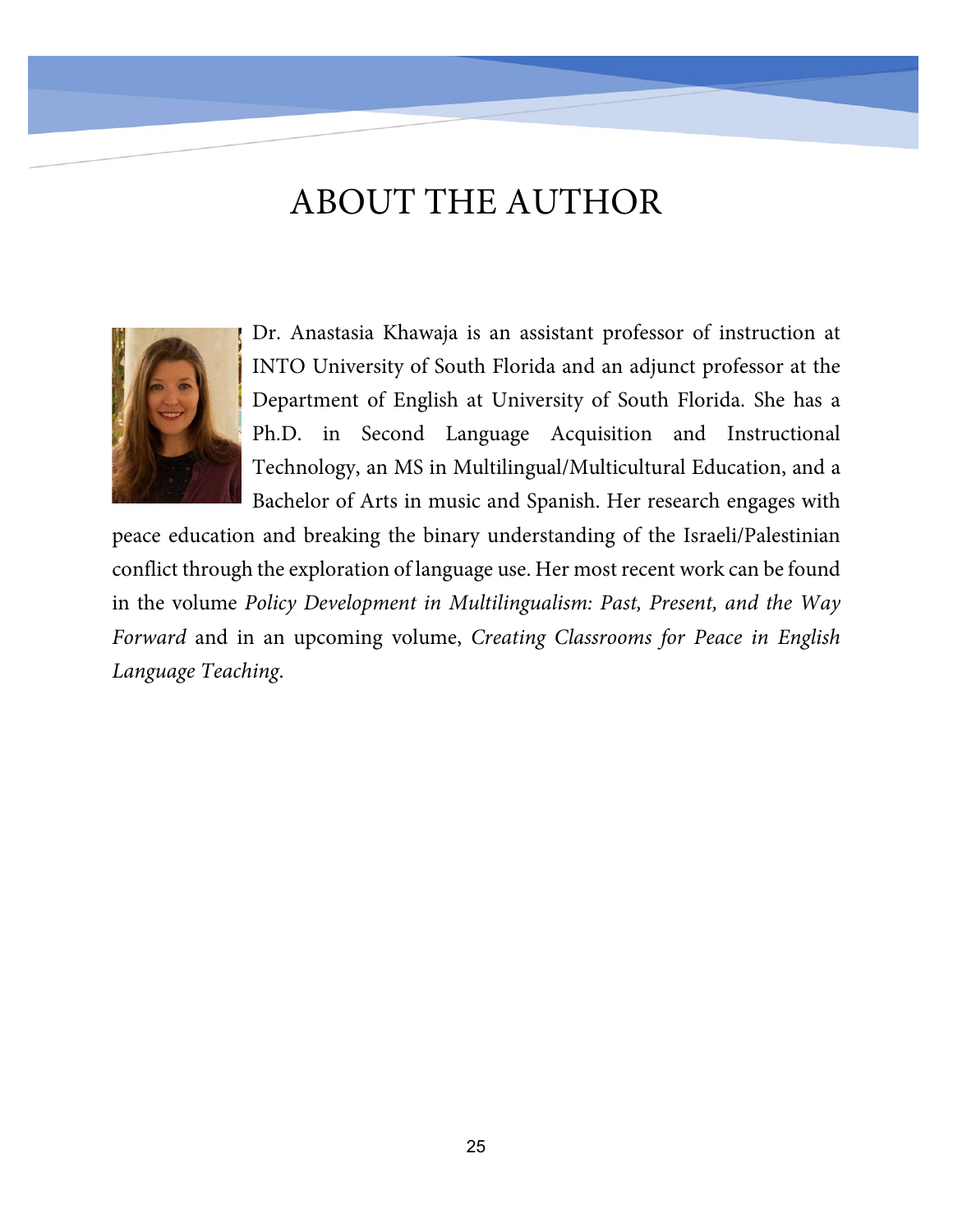# ABOUT THE AUTHOR

Dr. Anastasia Khawaja is an assistant professor of instruction at INTO University of South Florida and an adjunct professor at the Department of English at University of South Florida. She has a Ph.D. in Second Language Acquisition and Instructional Technology, an MS in Multilingual/Multicultural Education, and a Bachelor of Arts in music and Spanish. Her research engages with peace education and breaking the binary understanding of the Israeli/Palestinian conflict through the exploration of language use. Her most recent work can be found in the volume *Policy Development in Multilingualism: Past, Present, and the Way Forward* and in an upcoming volume, *Creating Classrooms for Peace in English Language Teaching*.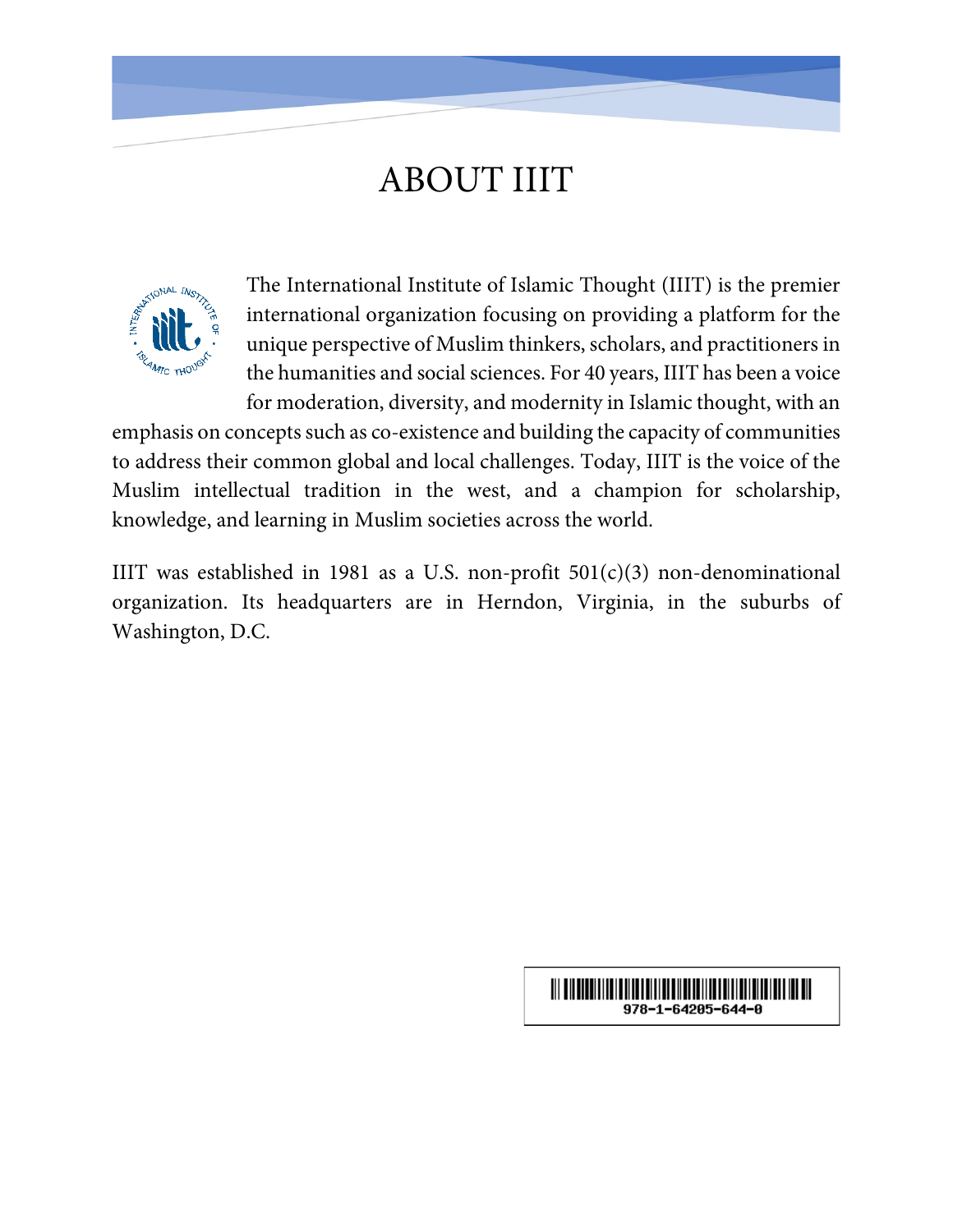# ABOUT IIIT

The International Institute of Islamic Thought (IIIT) is the premier international organization focusing on providing a platform for the unique perspective of Muslim thinkers, scholars, and practitioners in the humanities and social sciences. For 40 years, IIIT has been a voice for moderation, diversity, and modernity in Islamic thought, with an emphasis on concepts such as co-existence and building the capacity of communities to address their common global and local challenges. Today, IIIT is the voice of the Muslim intellectual tradition in the west, and a champion for scholarship, knowledge, and learning in Muslim societies across the world.

IIIT was established in 1981 as a U.S. non-profit 501(c)(3) non-denominational organization. Its headquarters are in Herndon, Virginia, in the suburbs of Washington, D.C.

978-1-64205-644-0